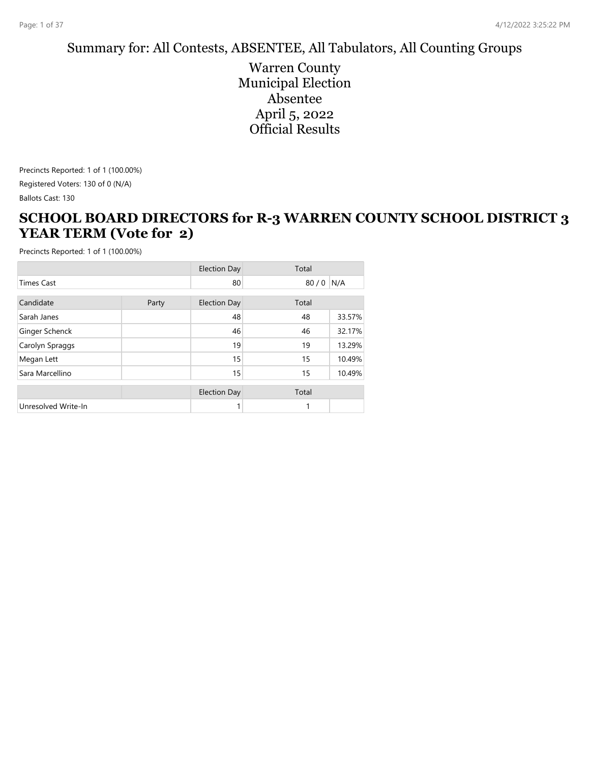Summary for: All Contests, ABSENTEE, All Tabulators, All Counting Groups

# Warren County
# Municipal Election
# Absentee
# April 5, 2022
# Official Results

Precincts Reported: 1 of 1 (100.00%)

Registered Voters: 130 of 0 (N/A)

Ballots Cast: 130

## SCHOOL BOARD DIRECTORS for R-3 WARREN COUNTY SCHOOL DISTRICT 3 YEAR TERM (Vote for 2)

Precincts Reported: 1 of 1 (100.00%)

| | | Election Day | Total | |
|---|---|---|---|---|
| Times Cast | | 80 | 80 / 0 | N/A |

| Candidate | Party | Election Day | Total | |
|---|---|---|---|---|
| Sarah Janes | | 48 | 48 | 33.57% |
| Ginger Schenck | | 46 | 46 | 32.17% |
| Carolyn Spraggs | | 19 | 19 | 13.29% |
| Megan Lett | | 15 | 15 | 10.49% |
| Sara Marcellino | | 15 | 15 | 10.49% |

| | | Election Day | Total | |
|---|---|---|---|---|
| Unresolved Write-In | | 1 | 1 | |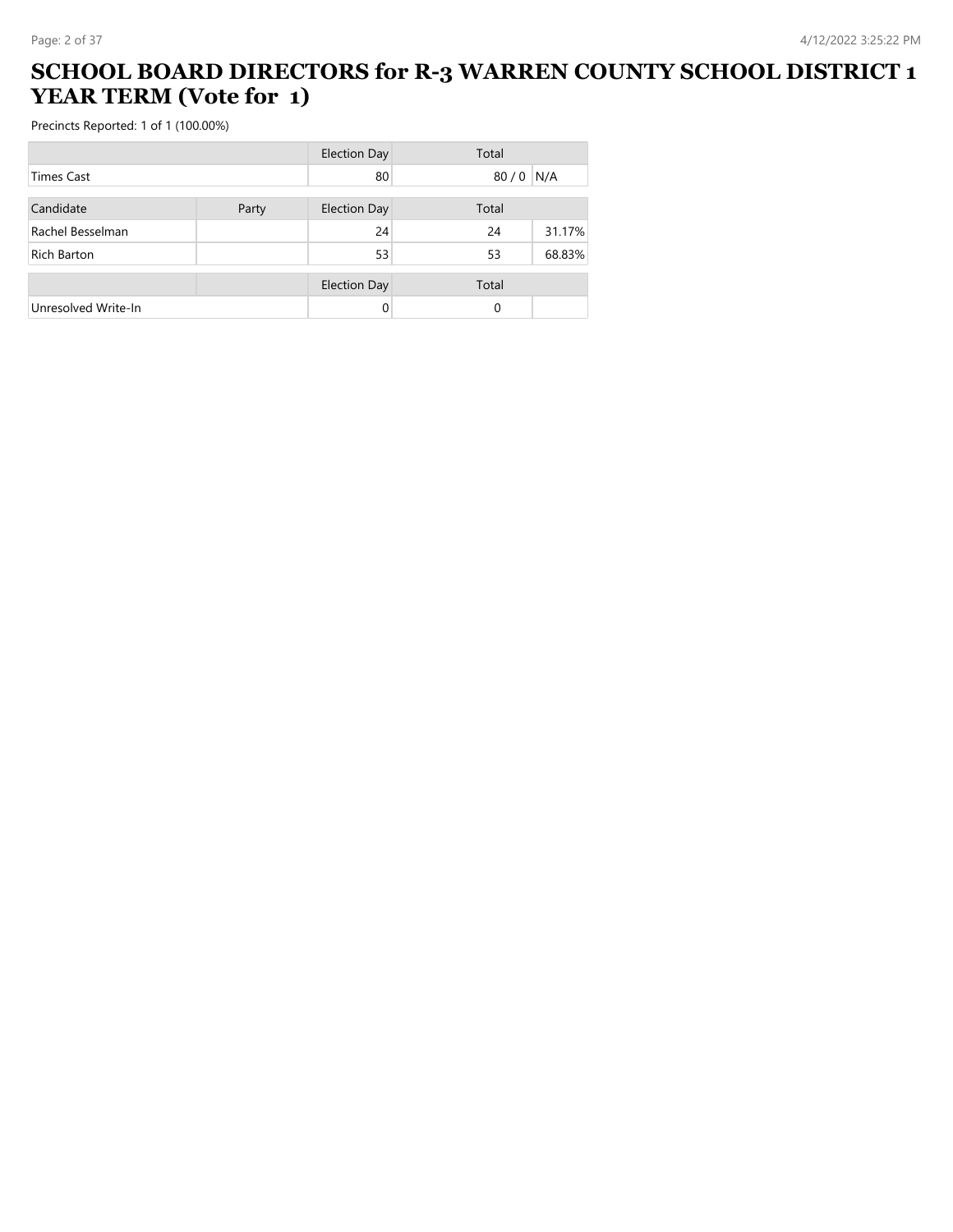# SCHOOL BOARD DIRECTORS for R-3 WARREN COUNTY SCHOOL DISTRICT 1 YEAR TERM (Vote for 1)

Precincts Reported: 1 of 1 (100.00%)

| | | Election Day | Total | |
|---|---|---|---|---|
| Times Cast | | 80 | 80 / 0 | N/A |

| Candidate | Party | Election Day | Total | |
|---|---|---|---|---|
| Rachel Besselman | | 24 | 24 | 31.17% |
| Rich Barton | | 53 | 53 | 68.83% |

| | | Election Day | Total | |
|---|---|---|---|---|
| Unresolved Write-In | | 0 | 0 | |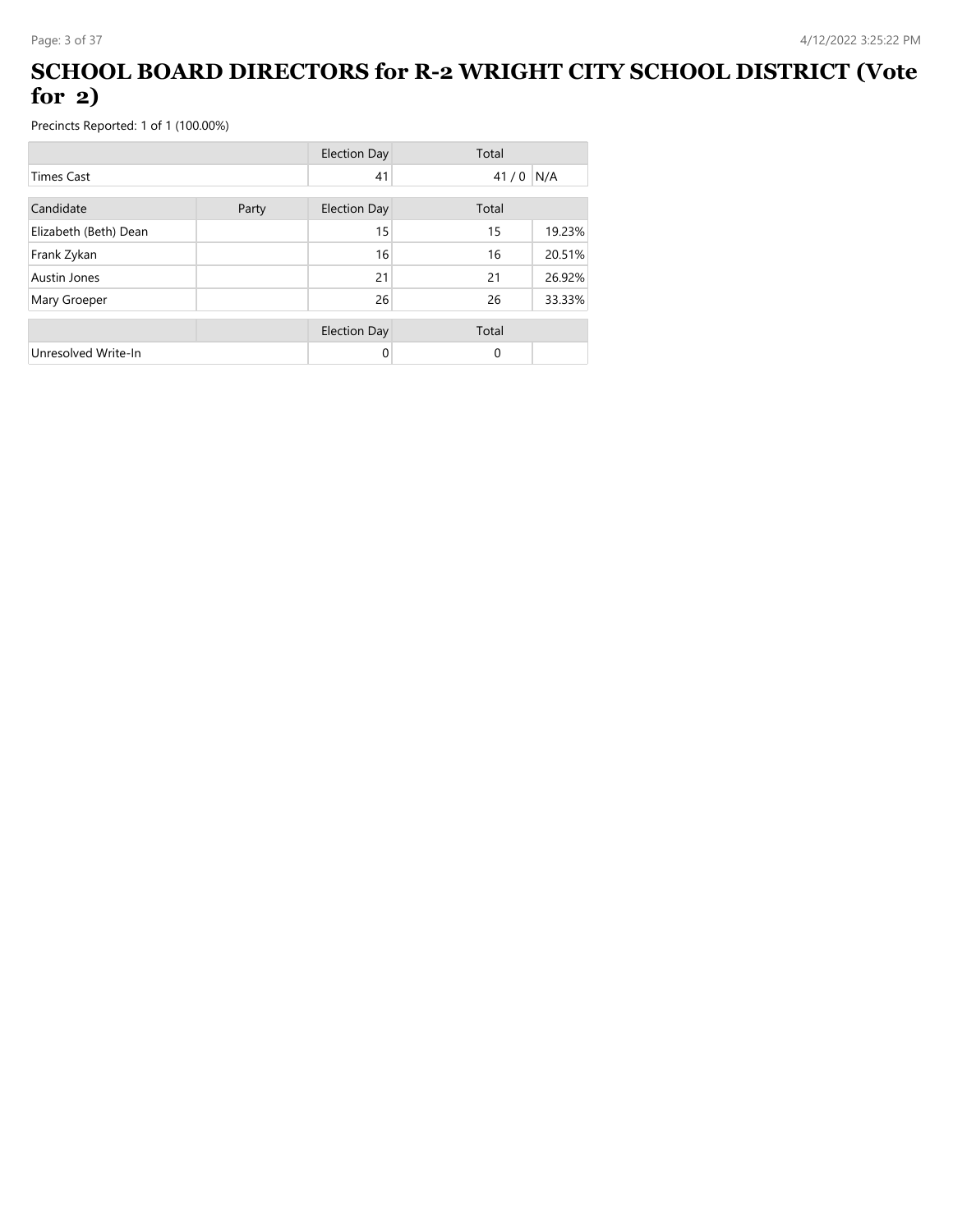# SCHOOL BOARD DIRECTORS for R-2 WRIGHT CITY SCHOOL DISTRICT (Vote for 2)

Precincts Reported: 1 of 1 (100.00%)

| | | Election Day | Total | |
|---|---|---|---|---|
| Times Cast | | 41 | 41 / 0 | N/A |

| Candidate | Party | Election Day | Total | |
|---|---|---|---|---|
| Elizabeth (Beth) Dean | | 15 | 15 | 19.23% |
| Frank Zykan | | 16 | 16 | 20.51% |
| Austin Jones | | 21 | 21 | 26.92% |
| Mary Groeper | | 26 | 26 | 33.33% |

| | | Election Day | Total | |
|---|---|---|---|---|
| Unresolved Write-In | | 0 | 0 | |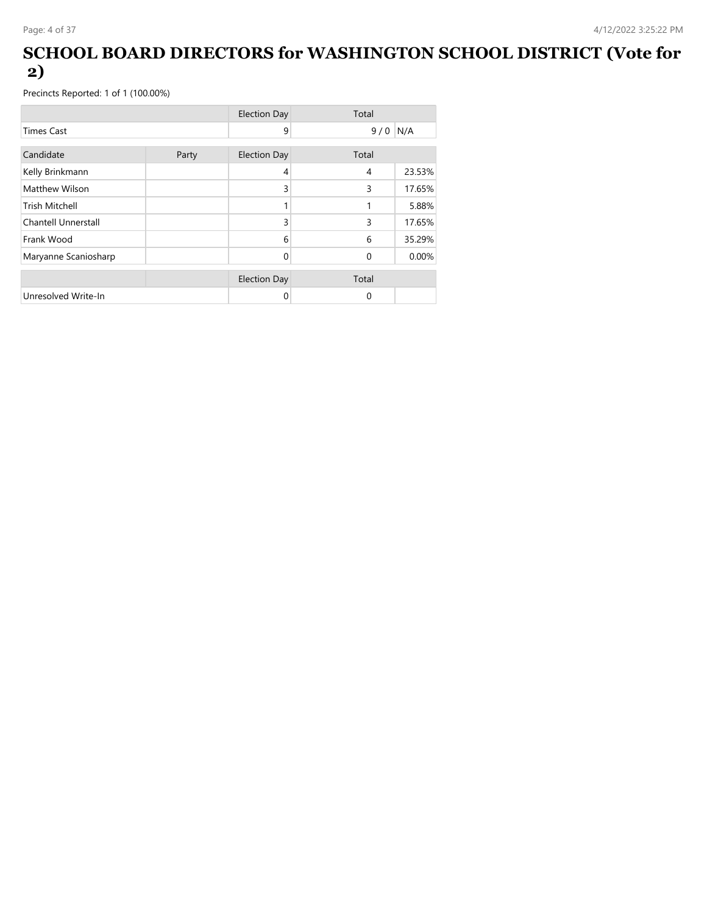# SCHOOL BOARD DIRECTORS for WASHINGTON SCHOOL DISTRICT (Vote for 2)

Precincts Reported: 1 of 1 (100.00%)

| | | Election Day | Total | |
|---|---|---|---|---|
| Times Cast | | 9 | 9 / 0 | N/A |

| Candidate | Party | Election Day | Total | |
|---|---|---|---|---|
| Kelly Brinkmann | | 4 | 4 | 23.53% |
| Matthew Wilson | | 3 | 3 | 17.65% |
| Trish Mitchell | | 1 | 1 | 5.88% |
| Chantell Unnerstall | | 3 | 3 | 17.65% |
| Frank Wood | | 6 | 6 | 35.29% |
| Maryanne Scaniosharp | | 0 | 0 | 0.00% |

| | | Election Day | Total | |
|---|---|---|---|---|
| Unresolved Write-In | | 0 | 0 | |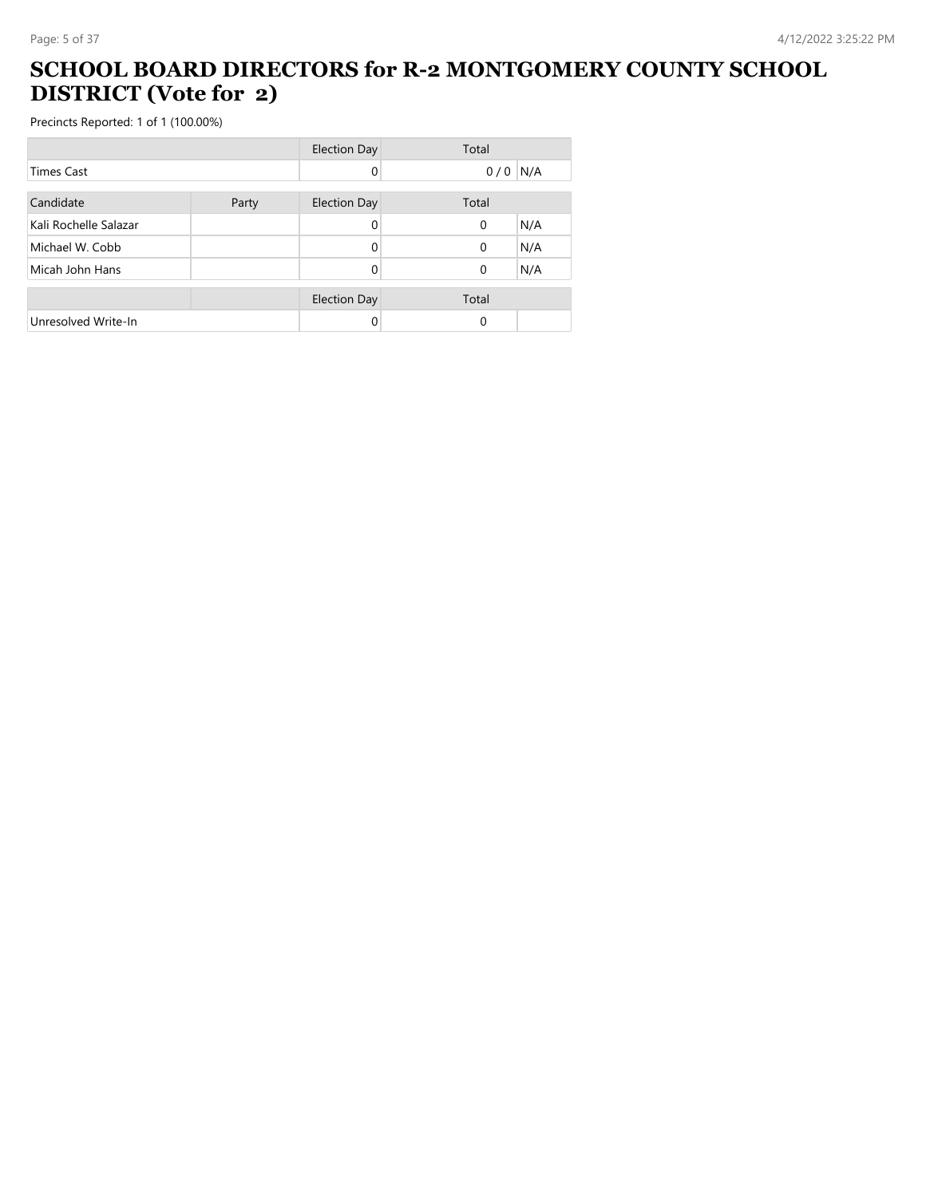# SCHOOL BOARD DIRECTORS for R-2 MONTGOMERY COUNTY SCHOOL DISTRICT (Vote for 2)

Precincts Reported: 1 of 1 (100.00%)

| | | Election Day | Total | |
|---|---|---|---|---|
| Times Cast | | 0 | 0 / 0 | N/A |

| Candidate | Party | Election Day | Total | |
|---|---|---|---|---|
| Kali Rochelle Salazar | | 0 | 0 | N/A |
| Michael W. Cobb | | 0 | 0 | N/A |
| Micah John Hans | | 0 | 0 | N/A |

| | | Election Day | Total | |
|---|---|---|---|---|
| Unresolved Write-In | | 0 | 0 | |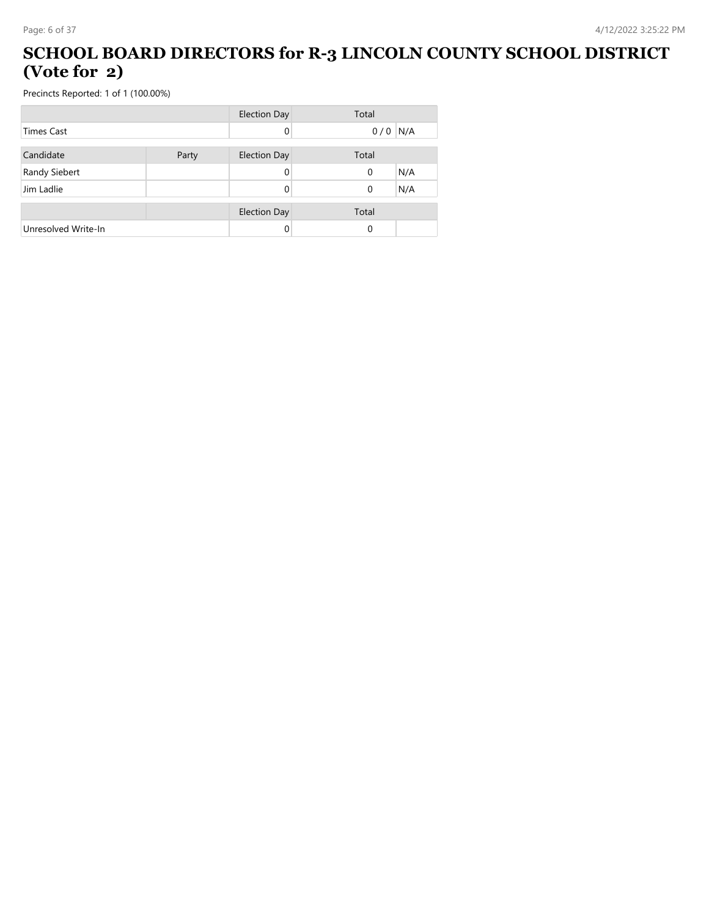# SCHOOL BOARD DIRECTORS for R-3 LINCOLN COUNTY SCHOOL DISTRICT (Vote for 2)

Precincts Reported: 1 of 1 (100.00%)

| | | Election Day | Total | |
|---|---|---|---|---|
| Times Cast | | 0 | 0 / 0 | N/A |

| Candidate | Party | Election Day | Total | |
|---|---|---|---|---|
| Randy Siebert | | 0 | 0 | N/A |
| Jim Ladlie | | 0 | 0 | N/A |

| | | Election Day | Total | |
|---|---|---|---|---|
| Unresolved Write-In | | 0 | 0 | |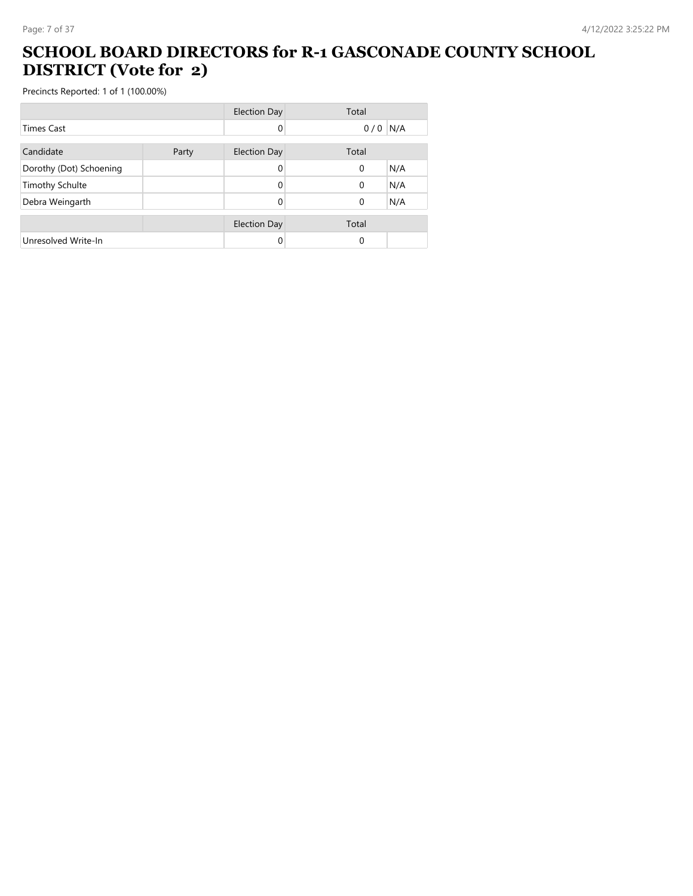# SCHOOL BOARD DIRECTORS for R-1 GASCONADE COUNTY SCHOOL DISTRICT (Vote for 2)

Precincts Reported: 1 of 1 (100.00%)

| | | Election Day | Total | |
|---|---|---|---|---|
| Times Cast | | 0 | 0 / 0 | N/A |

| Candidate | Party | Election Day | Total | |
|---|---|---|---|---|
| Dorothy (Dot) Schoening | | 0 | 0 | N/A |
| Timothy Schulte | | 0 | 0 | N/A |
| Debra Weingarth | | 0 | 0 | N/A |

| | | Election Day | Total | |
|---|---|---|---|---|
| Unresolved Write-In | | 0 | 0 | |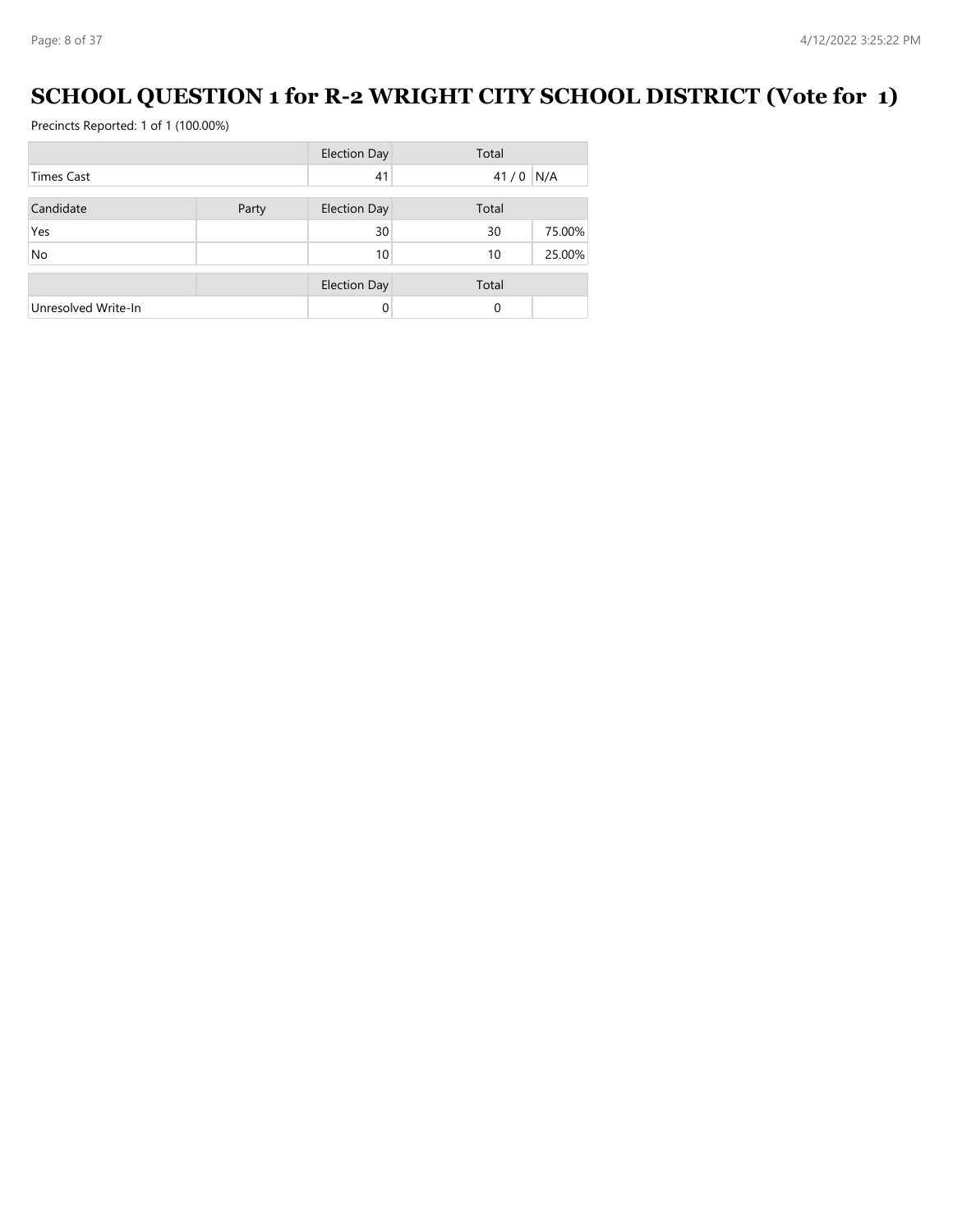# SCHOOL QUESTION 1 for R-2 WRIGHT CITY SCHOOL DISTRICT (Vote for 1)

Precincts Reported: 1 of 1 (100.00%)

| | | Election Day | Total | |
|---|---|---|---|---|
| Times Cast | | 41 | 41 / 0 | N/A |

| Candidate | Party | Election Day | Total | |
|---|---|---|---|---|
| Yes | | 30 | 30 | 75.00% |
| No | | 10 | 10 | 25.00% |

| | | Election Day | Total | |
|---|---|---|---|---|
| Unresolved Write-In | | 0 | 0 | |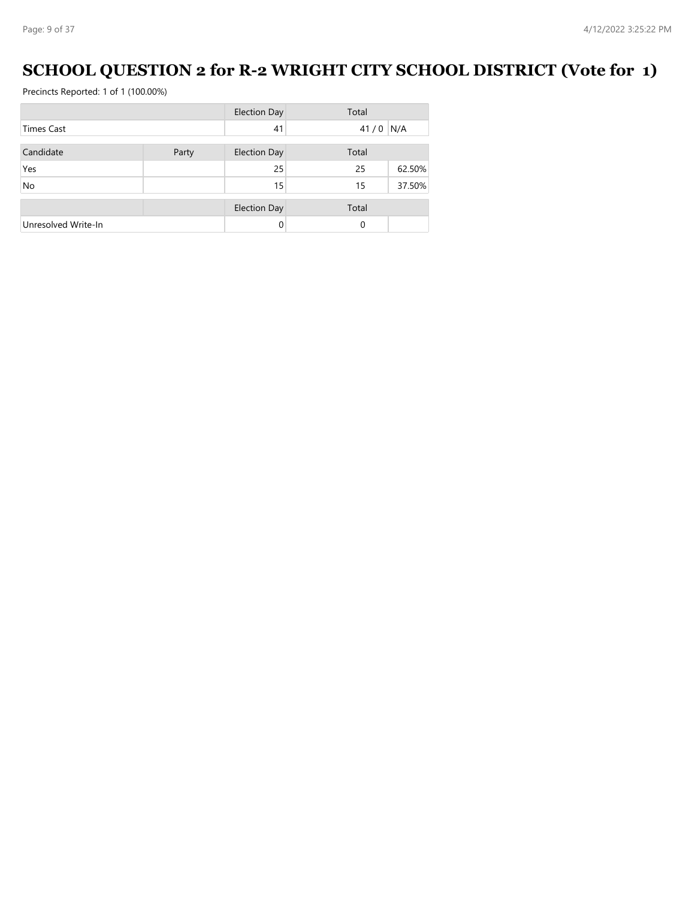# SCHOOL QUESTION 2 for R-2 WRIGHT CITY SCHOOL DISTRICT (Vote for 1)

Precincts Reported: 1 of 1 (100.00%)

| | | Election Day | Total | |
|---|---|---|---|---|
| Times Cast | | 41 | 41 / 0 | N/A |

| Candidate | Party | Election Day | Total | |
|---|---|---|---|---|
| Yes | | 25 | 25 | 62.50% |
| No | | 15 | 15 | 37.50% |

| | | Election Day | Total | |
|---|---|---|---|---|
| Unresolved Write-In | | 0 | 0 | |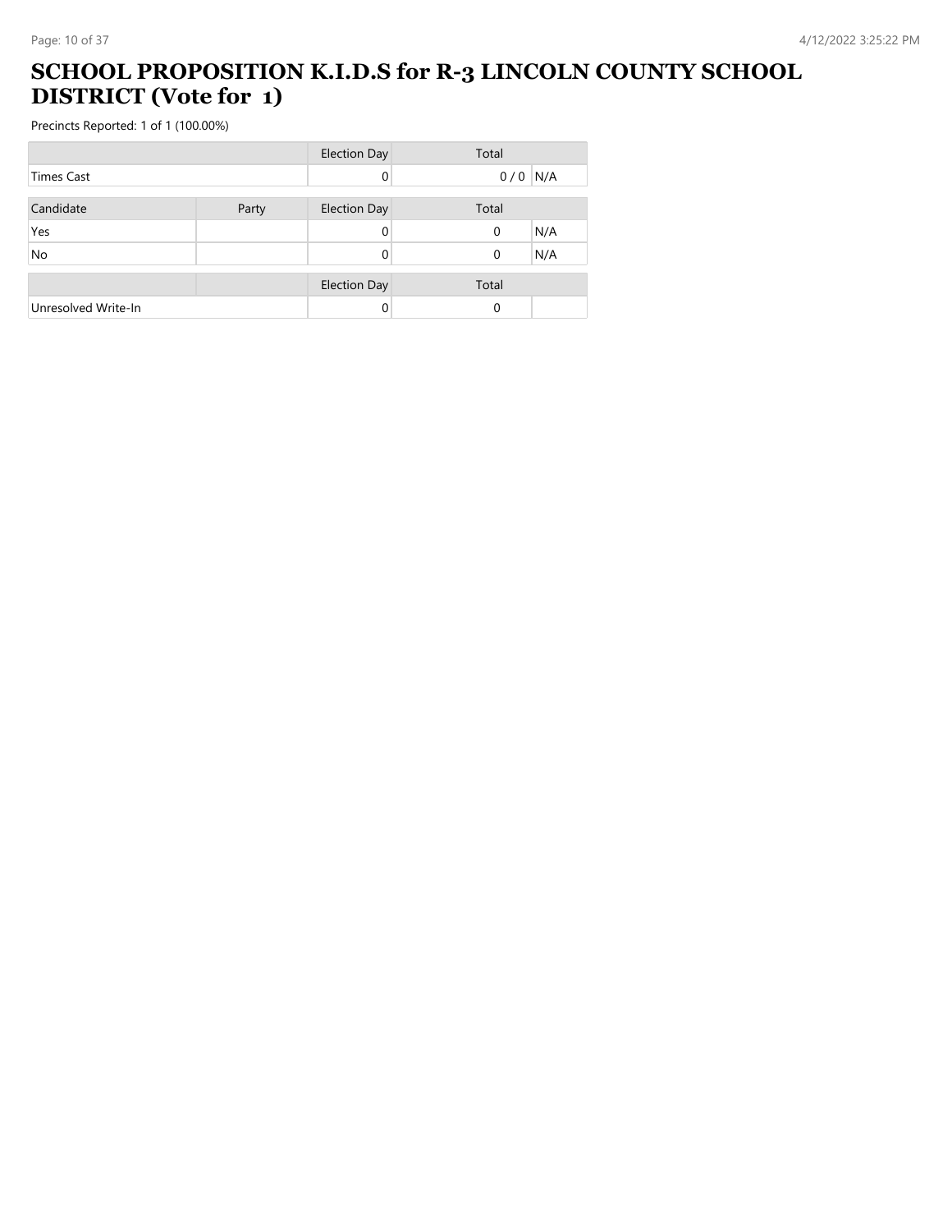# SCHOOL PROPOSITION K.I.D.S for R-3 LINCOLN COUNTY SCHOOL DISTRICT (Vote for 1)

Precincts Reported: 1 of 1 (100.00%)

| | | Election Day | Total | |
|---|---|---|---|---|
| Times Cast | | 0 | 0 / 0 | N/A |

| Candidate | Party | Election Day | Total | |
|---|---|---|---|---|
| Yes | | 0 | 0 | N/A |
| No | | 0 | 0 | N/A |

| | | Election Day | Total | |
|---|---|---|---|---|
| Unresolved Write-In | | 0 | 0 | |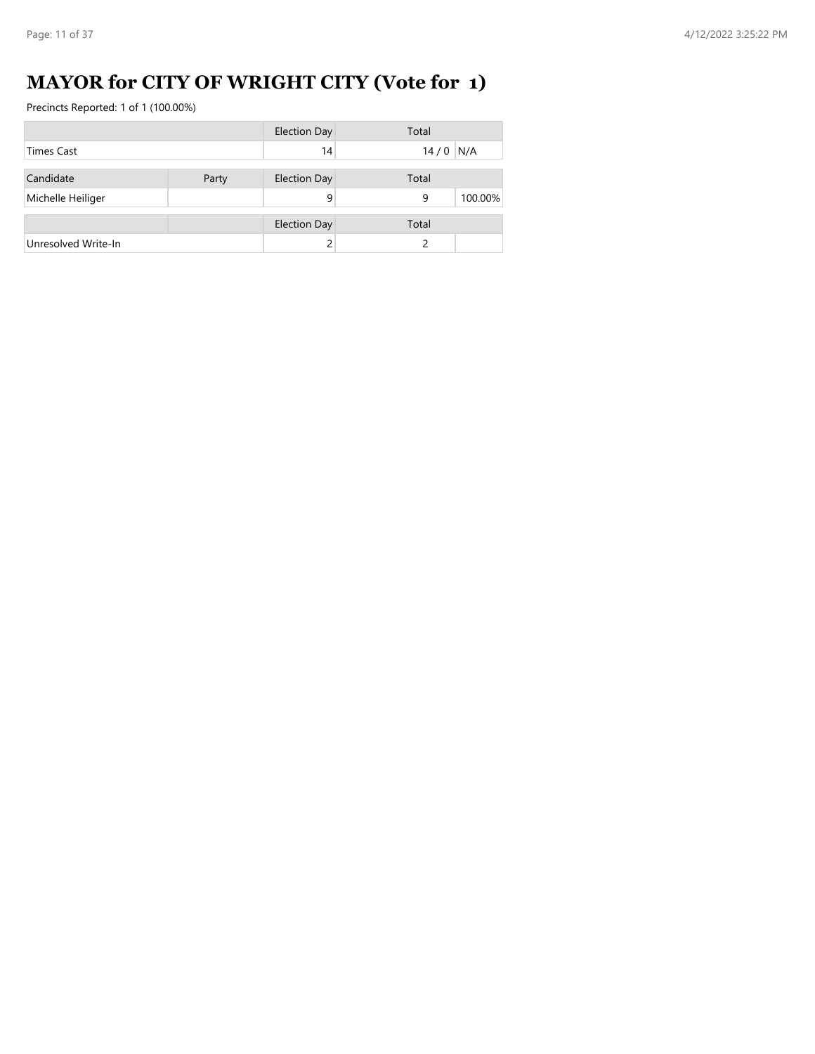# MAYOR for CITY OF WRIGHT CITY (Vote for 1)

Precincts Reported: 1 of 1 (100.00%)

| | Election Day | Total | |
|---|---|---|---|
| Times Cast | 14 | 14 / 0 | N/A |

| Candidate | Party | Election Day | Total | |
|---|---|---|---|---|
| Michelle Heiliger | | 9 | 9 | 100.00% |

| | | Election Day | Total | |
|---|---|---|---|---|
| Unresolved Write-In | | 2 | 2 | |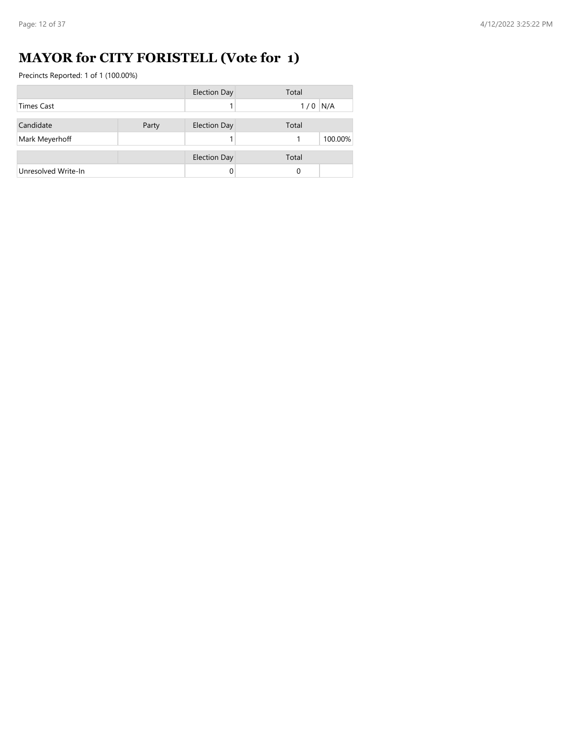# MAYOR for CITY FORISTELL (Vote for 1)

Precincts Reported: 1 of 1 (100.00%)

| | Election Day | Total | |
|---|---|---|---|
| Times Cast | 1 | 1 / 0 | N/A |

| Candidate | Party | Election Day | Total | |
|---|---|---|---|---|
| Mark Meyerhoff | | 1 | 1 | 100.00% |

| | | Election Day | Total | |
|---|---|---|---|---|
| Unresolved Write-In | | 0 | 0 | |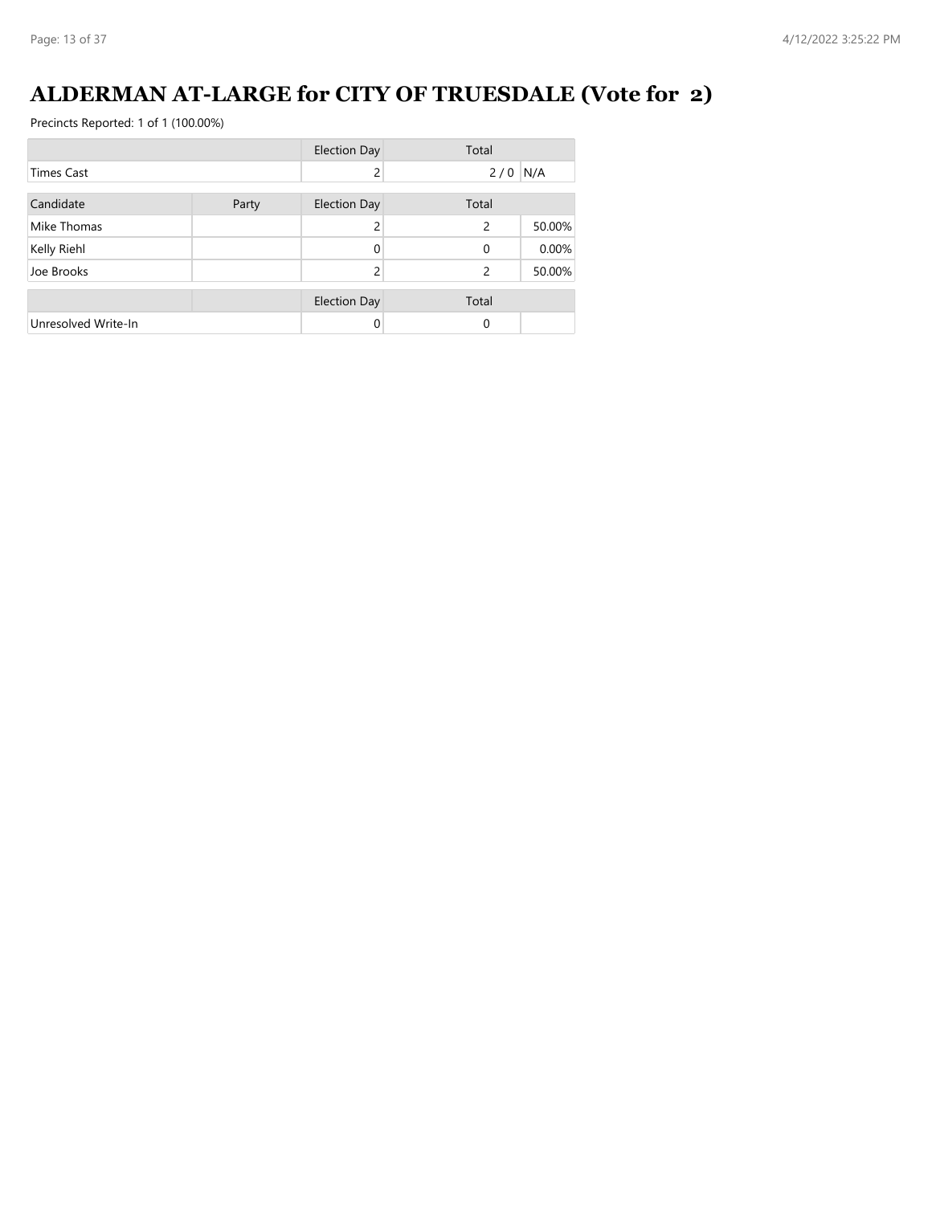# ALDERMAN AT-LARGE for CITY OF TRUESDALE (Vote for 2)

Precincts Reported: 1 of 1 (100.00%)

| | | Election Day | Total | |
|---|---|---|---|---|
| Times Cast | | 2 | 2 / 0 | N/A |

| Candidate | Party | Election Day | Total | |
|---|---|---|---|---|
| Mike Thomas | | 2 | 2 | 50.00% |
| Kelly Riehl | | 0 | 0 | 0.00% |
| Joe Brooks | | 2 | 2 | 50.00% |

| | | Election Day | Total | |
|---|---|---|---|---|
| Unresolved Write-In | | 0 | 0 | |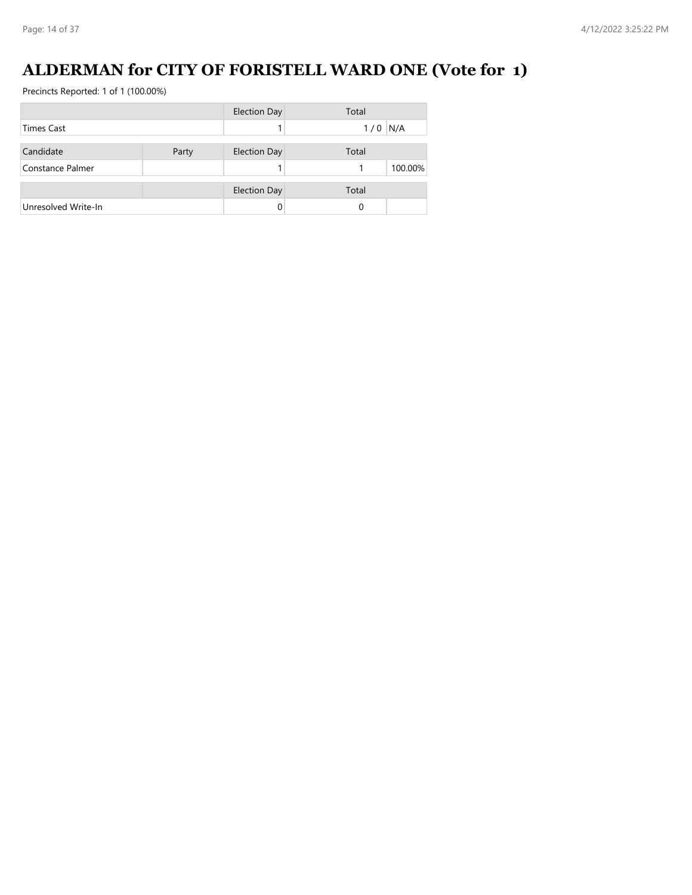# ALDERMAN for CITY OF FORISTELL WARD ONE (Vote for 1)

Precincts Reported: 1 of 1 (100.00%)

| | | Election Day | Total | |
|---|---|---|---|---|
| Times Cast | | 1 | 1 / 0 | N/A |

| Candidate | Party | Election Day | Total | |
|---|---|---|---|---|
| Constance Palmer | | 1 | 1 | 100.00% |

| | | Election Day | Total | |
|---|---|---|---|---|
| Unresolved Write-In | | 0 | 0 | |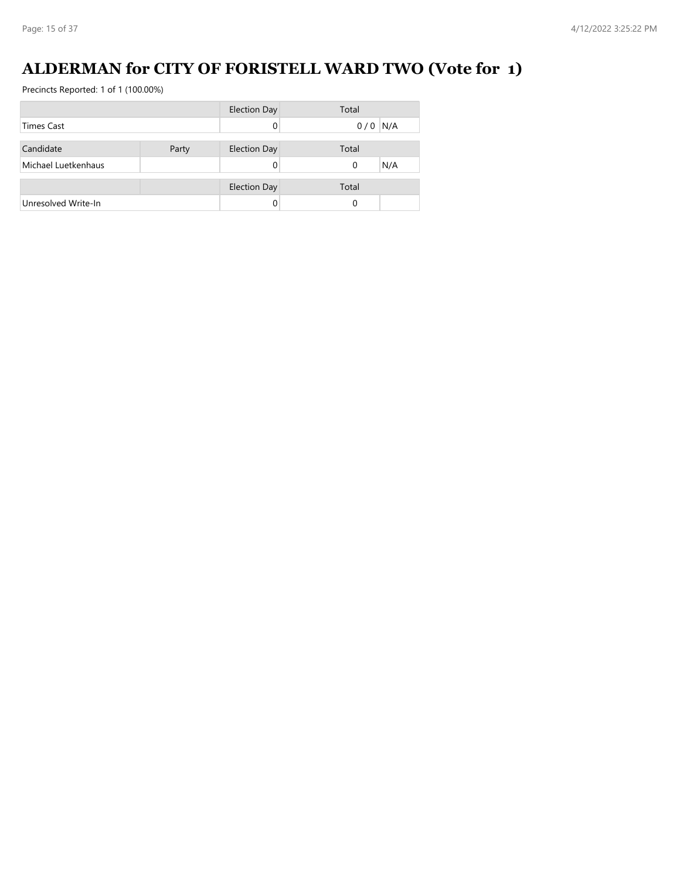# ALDERMAN for CITY OF FORISTELL WARD TWO (Vote for 1)

Precincts Reported: 1 of 1 (100.00%)

| | | Election Day | Total | |
|---|---|---|---|---|
| Times Cast | | 0 | 0 / 0 | N/A |

| Candidate | Party | Election Day | Total | |
|---|---|---|---|---|
| Michael Luetkenhaus | | 0 | 0 | N/A |

| | | Election Day | Total | |
|---|---|---|---|---|
| Unresolved Write-In | | 0 | 0 | |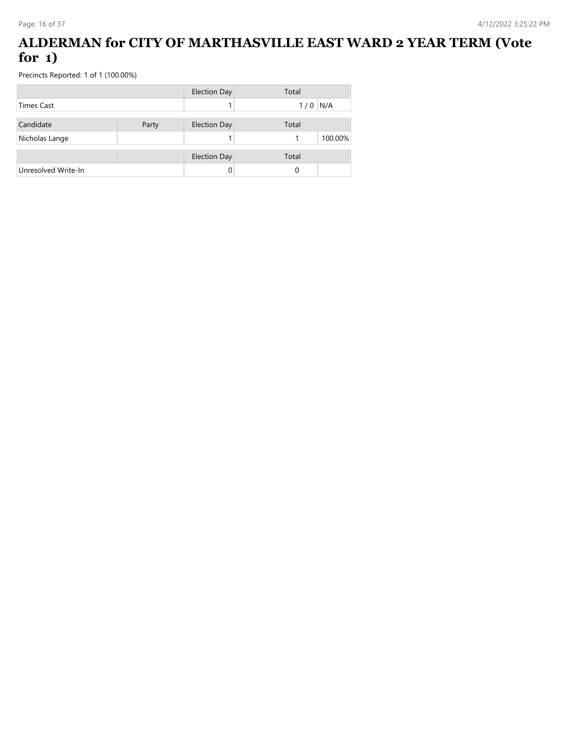# ALDERMAN for CITY OF MARTHASVILLE EAST WARD 2 YEAR TERM (Vote for 1)

Precincts Reported: 1 of 1 (100.00%)

| | | Election Day | Total | |
|---|---|---|---|---|
| Times Cast | | 1 | 1 / 0 | N/A |

| Candidate | Party | Election Day | Total | |
|---|---|---|---|---|
| Nicholas Lange | | 1 | 1 | 100.00% |

| | | Election Day | Total | |
|---|---|---|---|---|
| Unresolved Write-In | | 0 | 0 | |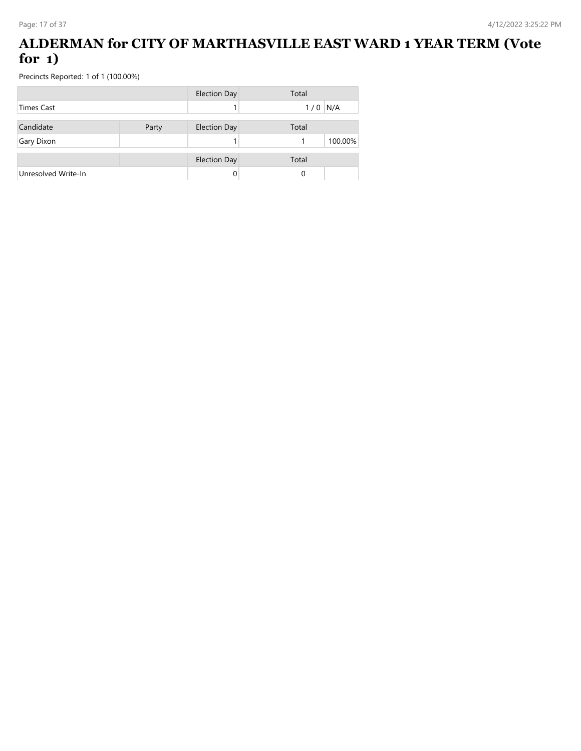# ALDERMAN for CITY OF MARTHASVILLE EAST WARD 1 YEAR TERM (Vote for 1)

Precincts Reported: 1 of 1 (100.00%)

| | Election Day | Total | |
|---|---|---|---|
| Times Cast | 1 | 1 / 0 | N/A |

| Candidate | Party | Election Day | Total | |
|---|---|---|---|---|
| Gary Dixon | | 1 | 1 | 100.00% |

| | | Election Day | Total | |
|---|---|---|---|---|
| Unresolved Write-In | | 0 | 0 | |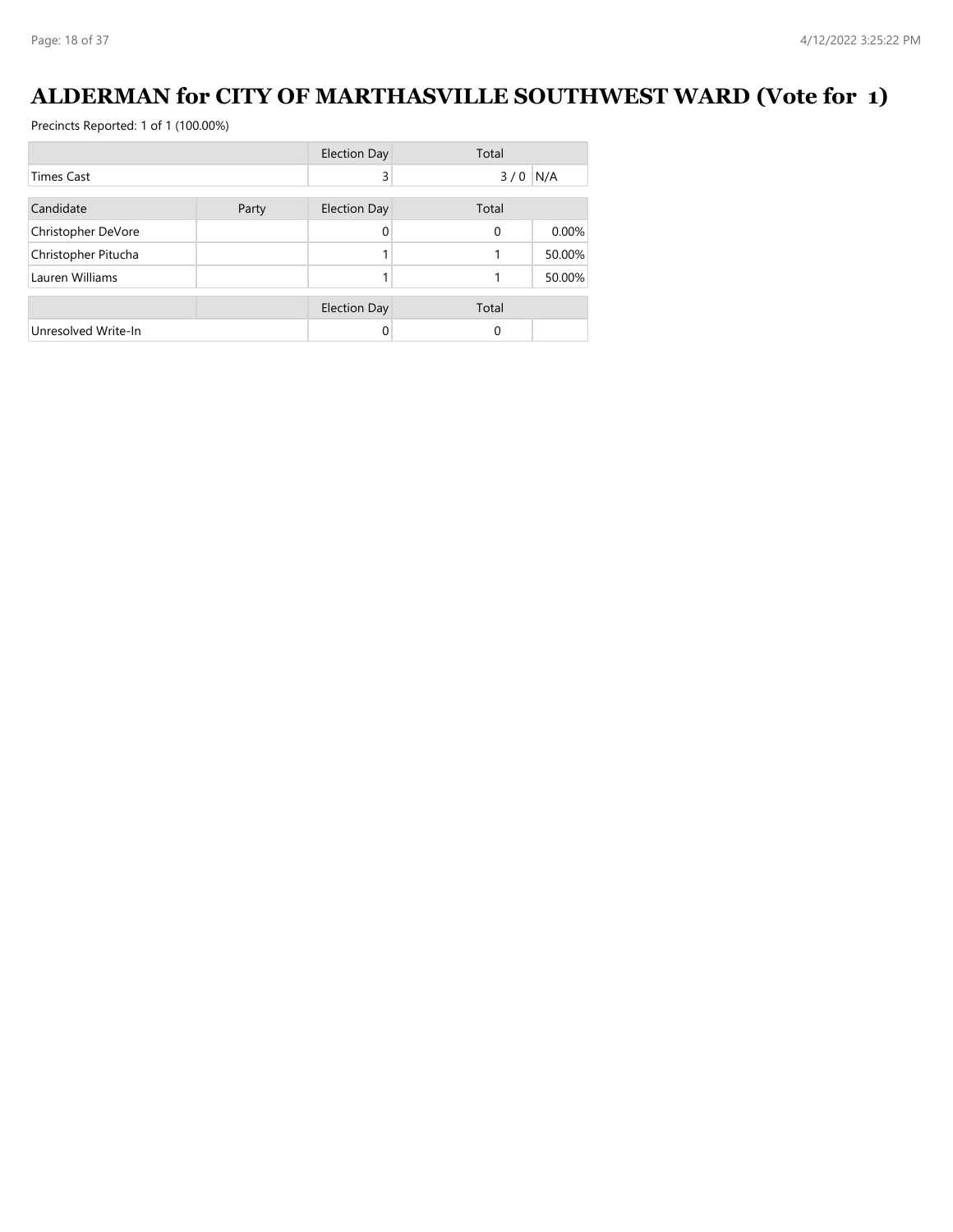# ALDERMAN for CITY OF MARTHASVILLE SOUTHWEST WARD (Vote for 1)

Precincts Reported: 1 of 1 (100.00%)

| | Election Day | Total | |
|---|---|---|---|
| Times Cast | 3 | 3 / 0 | N/A |

| Candidate | Party | Election Day | Total | |
|---|---|---|---|---|
| Christopher DeVore | | 0 | 0 | 0.00% |
| Christopher Pitucha | | 1 | 1 | 50.00% |
| Lauren Williams | | 1 | 1 | 50.00% |

| | | Election Day | Total | |
|---|---|---|---|---|
| Unresolved Write-In | | 0 | 0 | |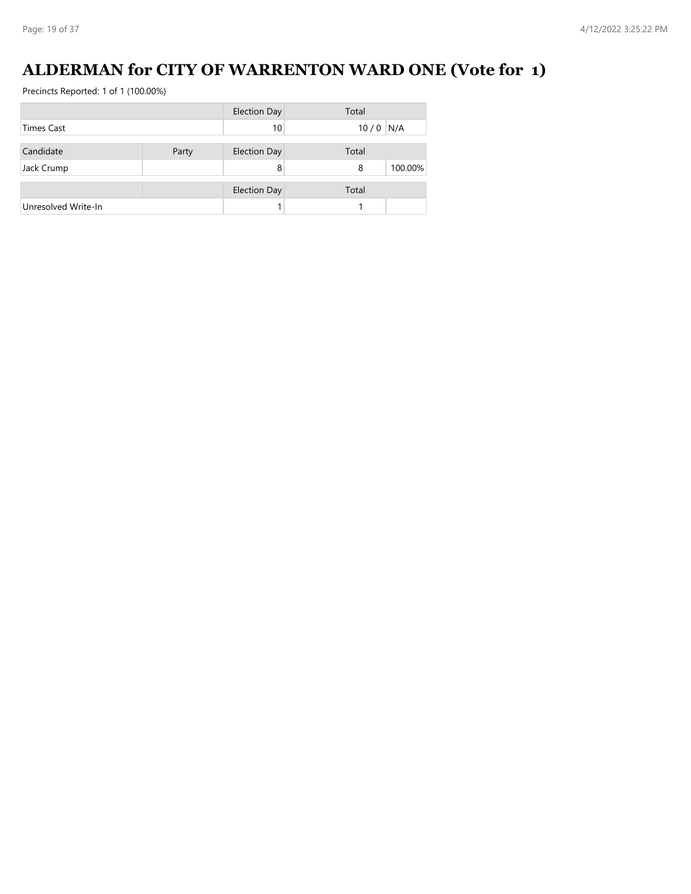# ALDERMAN for CITY OF WARRENTON WARD ONE (Vote for 1)

Precincts Reported: 1 of 1 (100.00%)

| | | Election Day | Total | |
|---|---|---|---|---|
| Times Cast | | 10 | 10 / 0 | N/A |

| Candidate | Party | Election Day | Total | |
|---|---|---|---|---|
| Jack Crump | | 8 | 8 | 100.00% |

| | | Election Day | Total | |
|---|---|---|---|---|
| Unresolved Write-In | | 1 | 1 | |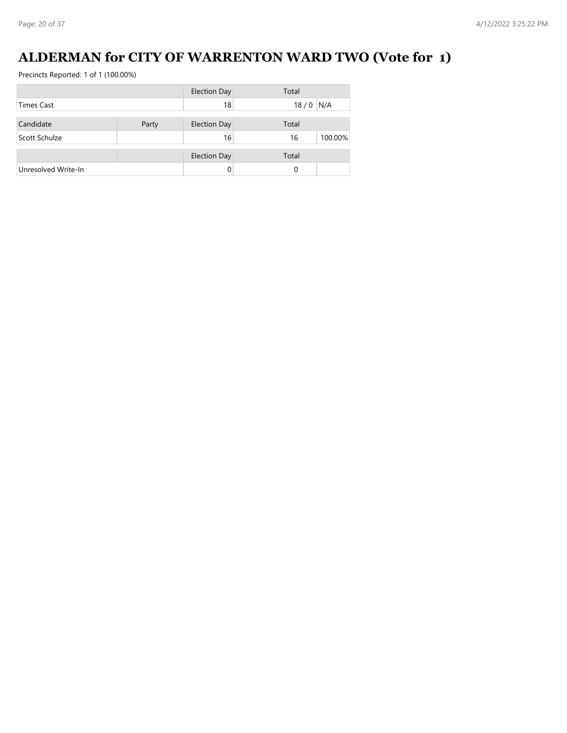# ALDERMAN for CITY OF WARRENTON WARD TWO (Vote for 1)

Precincts Reported: 1 of 1 (100.00%)

| | | Election Day | Total | |
|---|---|---|---|---|
| Times Cast | | 18 | 18 / 0 | N/A |

| Candidate | Party | Election Day | Total | |
|---|---|---|---|---|
| Scott Schulze | | 16 | 16 | 100.00% |

| | | Election Day | Total | |
|---|---|---|---|---|
| Unresolved Write-In | | 0 | 0 | |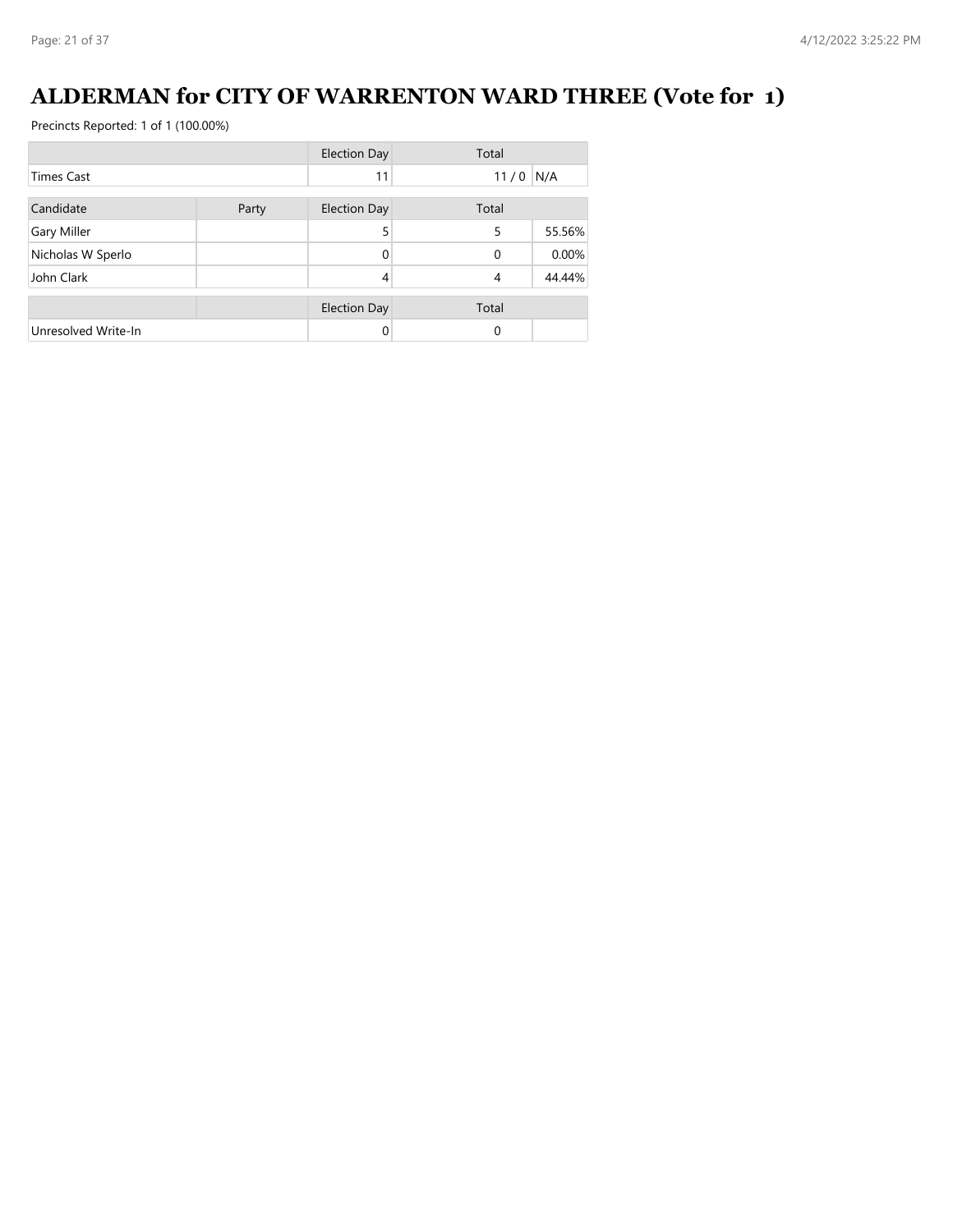# ALDERMAN for CITY OF WARRENTON WARD THREE (Vote for 1)

Precincts Reported: 1 of 1 (100.00%)

| | | Election Day | Total | |
|---|---|---|---|---|
| Times Cast | | 11 | 11 / 0 | N/A |

| Candidate | Party | Election Day | Total | |
|---|---|---|---|---|
| Gary Miller | | 5 | 5 | 55.56% |
| Nicholas W Sperlo | | 0 | 0 | 0.00% |
| John Clark | | 4 | 4 | 44.44% |

| | | Election Day | Total | |
|---|---|---|---|---|
| Unresolved Write-In | | 0 | 0 | |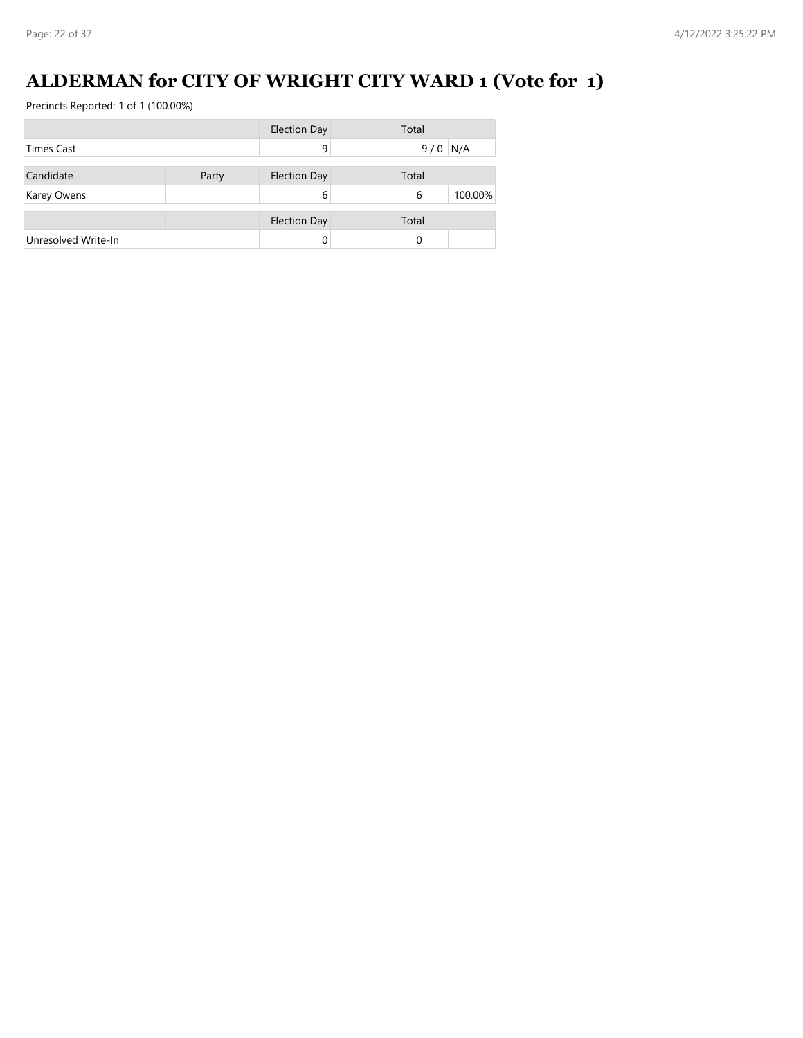# ALDERMAN for CITY OF WRIGHT CITY WARD 1 (Vote for 1)

Precincts Reported: 1 of 1 (100.00%)

| | | Election Day | Total | |
|---|---|---|---|---|
| Times Cast | | 9 | 9 / 0 | N/A |

| Candidate | Party | Election Day | Total | |
|---|---|---|---|---|
| Karey Owens | | 6 | 6 | 100.00% |

| | | Election Day | Total | |
|---|---|---|---|---|
| Unresolved Write-In | | 0 | 0 | |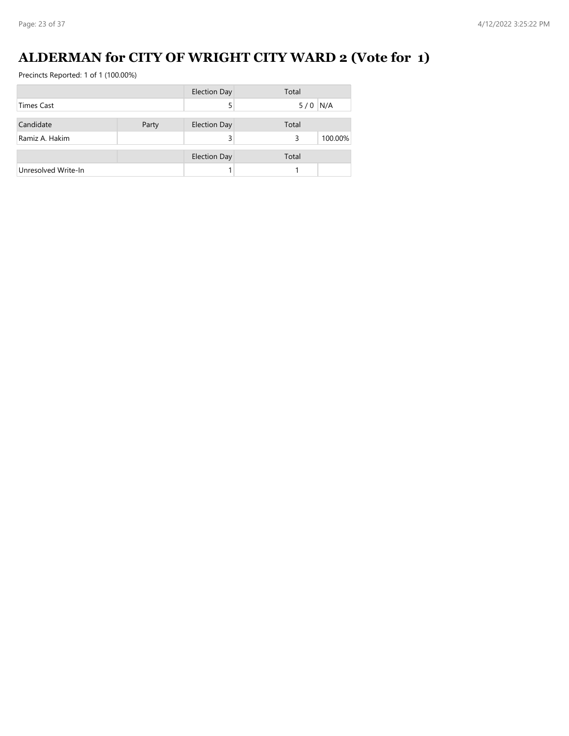# ALDERMAN for CITY OF WRIGHT CITY WARD 2 (Vote for 1)

Precincts Reported: 1 of 1 (100.00%)

| | | Election Day | Total | |
|---|---|---|---|---|
| Times Cast | | 5 | 5 / 0 | N/A |

| Candidate | Party | Election Day | Total | |
|---|---|---|---|---|
| Ramiz A. Hakim | | 3 | 3 | 100.00% |

| | | Election Day | Total | |
|---|---|---|---|---|
| Unresolved Write-In | | 1 | 1 | |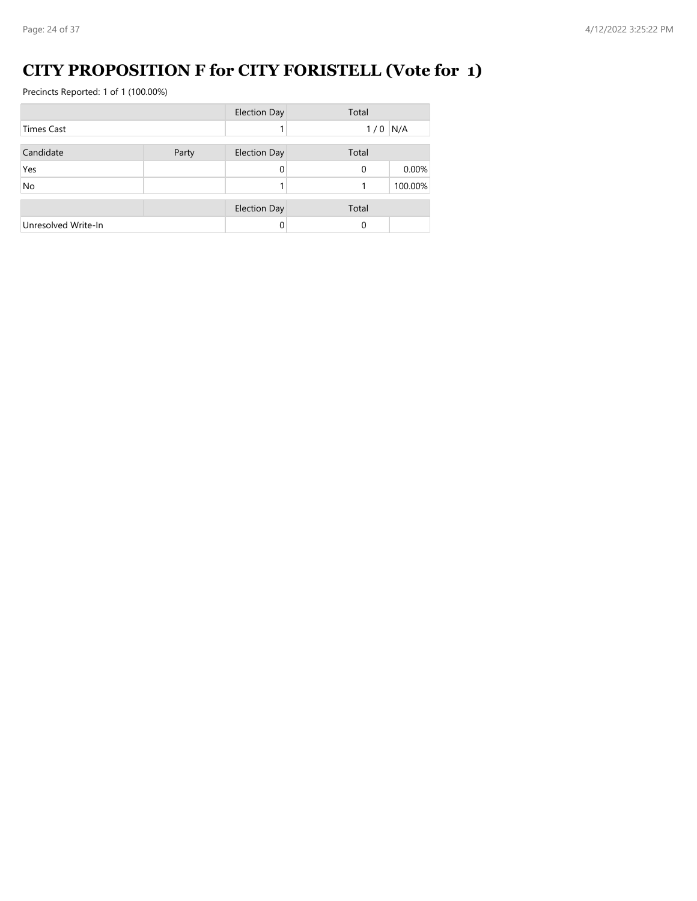# CITY PROPOSITION F for CITY FORISTELL (Vote for 1)

Precincts Reported: 1 of 1 (100.00%)

| | | Election Day | Total | |
|---|---|---|---|---|
| Times Cast | | 1 | 1 / 0 | N/A |

| Candidate | Party | Election Day | Total | |
|---|---|---|---|---|
| Yes | | 0 | 0 | 0.00% |
| No | | 1 | 1 | 100.00% |

| | | Election Day | Total | |
|---|---|---|---|---|
| Unresolved Write-In | | 0 | 0 | |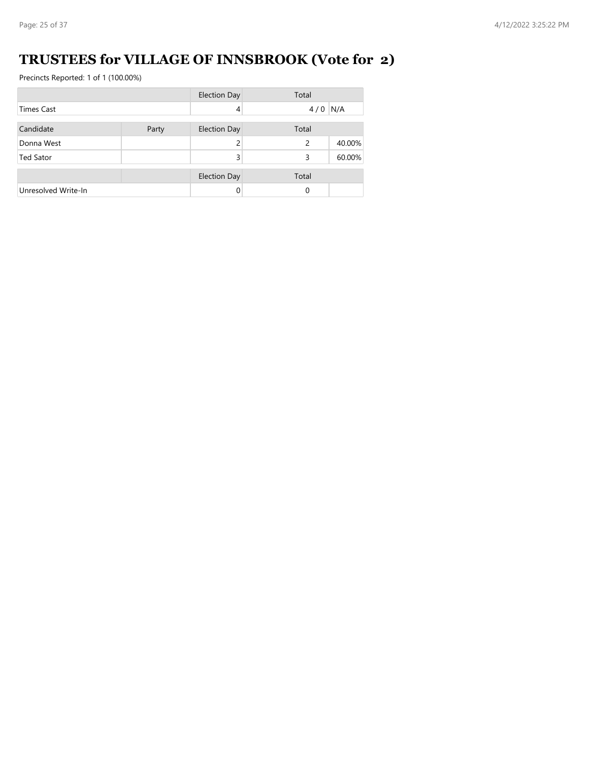# TRUSTEES for VILLAGE OF INNSBROOK (Vote for 2)

Precincts Reported: 1 of 1 (100.00%)

| | | Election Day | Total | |
|---|---|---|---|---|
| Times Cast | | 4 | 4 / 0 | N/A |

| Candidate | Party | Election Day | Total | |
|---|---|---|---|---|
| Donna West | | 2 | 2 | 40.00% |
| Ted Sator | | 3 | 3 | 60.00% |

| | | Election Day | Total | |
|---|---|---|---|---|
| Unresolved Write-In | | 0 | 0 | |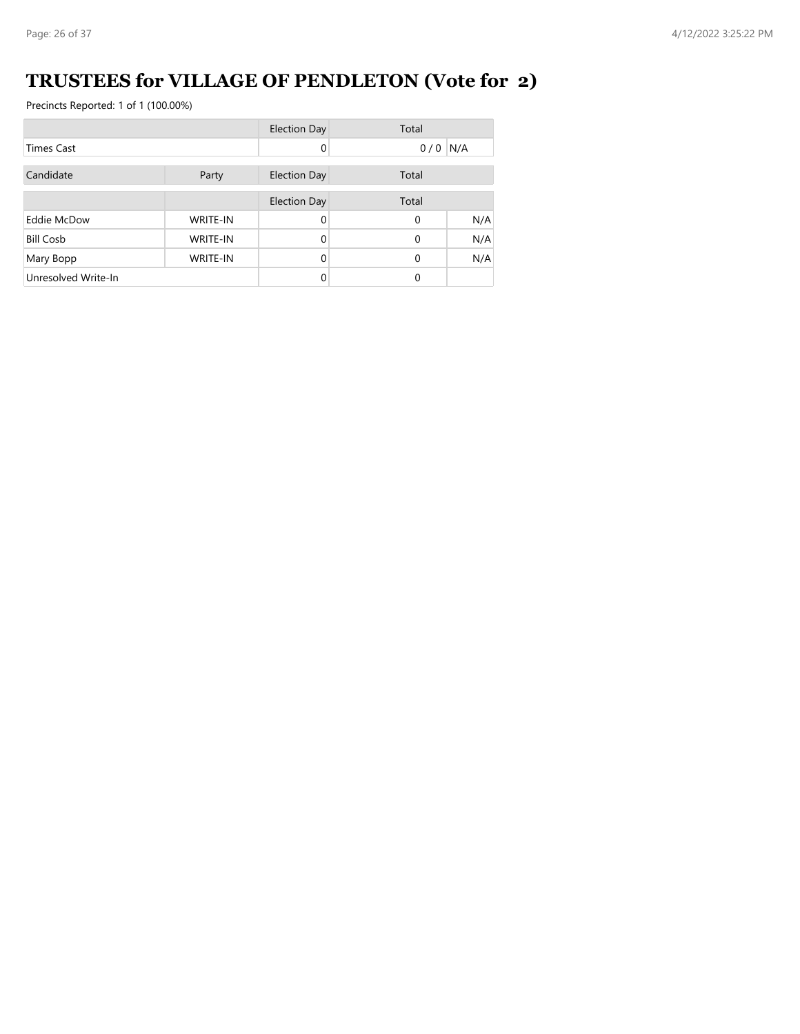# TRUSTEES for VILLAGE OF PENDLETON (Vote for 2)

Precincts Reported: 1 of 1 (100.00%)

| | Election Day | Total | |
|---|---|---|---|
| Times Cast | 0 | 0 / 0 | N/A |

| Candidate | Party | Election Day | Total | |
|---|---|---|---|---|
| | | Election Day | Total | |
| Eddie McDow | WRITE-IN | 0 | 0 | N/A |
| Bill Cosb | WRITE-IN | 0 | 0 | N/A |
| Mary Bopp | WRITE-IN | 0 | 0 | N/A |
| Unresolved Write-In | | 0 | 0 | |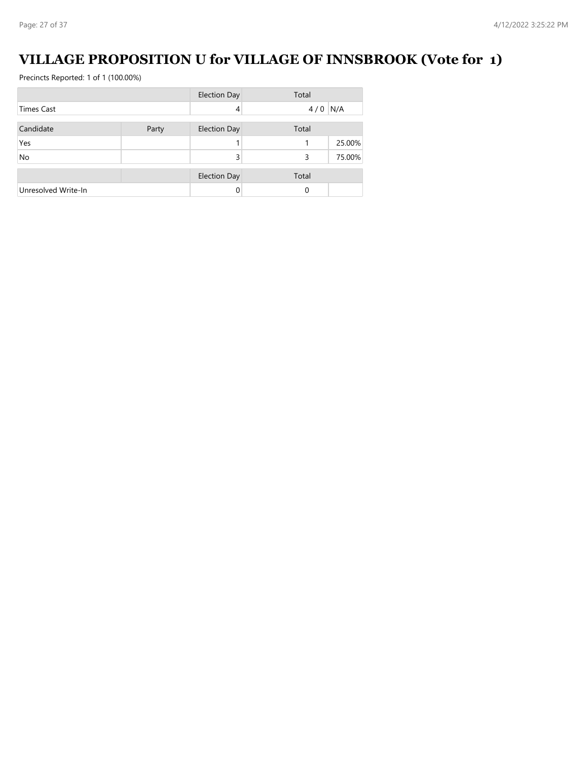# VILLAGE PROPOSITION U for VILLAGE OF INNSBROOK (Vote for 1)

Precincts Reported: 1 of 1 (100.00%)

| | | Election Day | Total | |
|---|---|---|---|---|
| Times Cast | | 4 | 4 / 0 | N/A |

| Candidate | Party | Election Day | Total | |
|---|---|---|---|---|
| Yes | | 1 | 1 | 25.00% |
| No | | 3 | 3 | 75.00% |

| | | Election Day | Total | |
|---|---|---|---|---|
| Unresolved Write-In | | 0 | 0 | |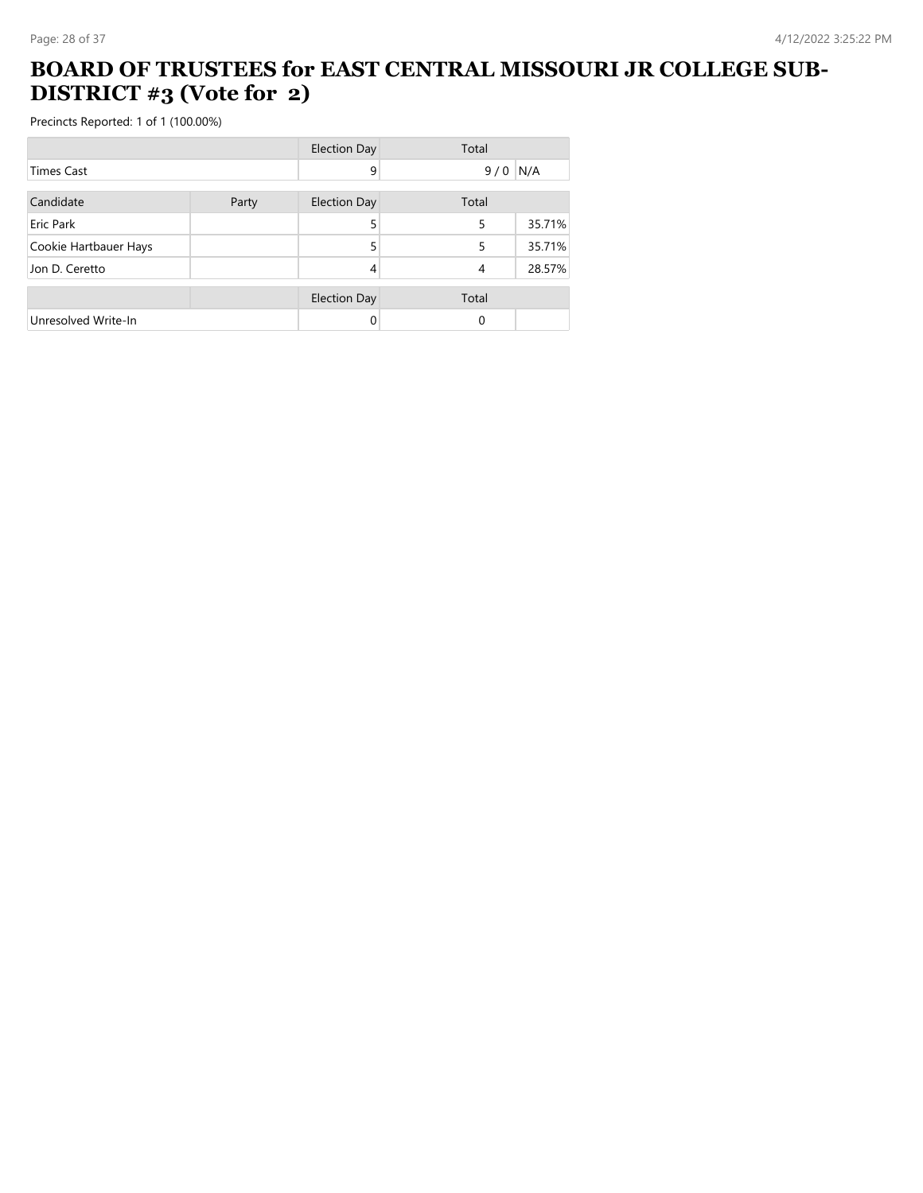# BOARD OF TRUSTEES for EAST CENTRAL MISSOURI JR COLLEGE SUB-DISTRICT #3 (Vote for 2)

Precincts Reported: 1 of 1 (100.00%)

| | | Election Day | Total | |
|---|---|---|---|---|
| Times Cast | | 9 | 9 / 0 | N/A |

| Candidate | Party | Election Day | Total | |
|---|---|---|---|---|
| Eric Park | | 5 | 5 | 35.71% |
| Cookie Hartbauer Hays | | 5 | 5 | 35.71% |
| Jon D. Ceretto | | 4 | 4 | 28.57% |

| | | Election Day | Total | |
|---|---|---|---|---|
| Unresolved Write-In | | 0 | 0 | |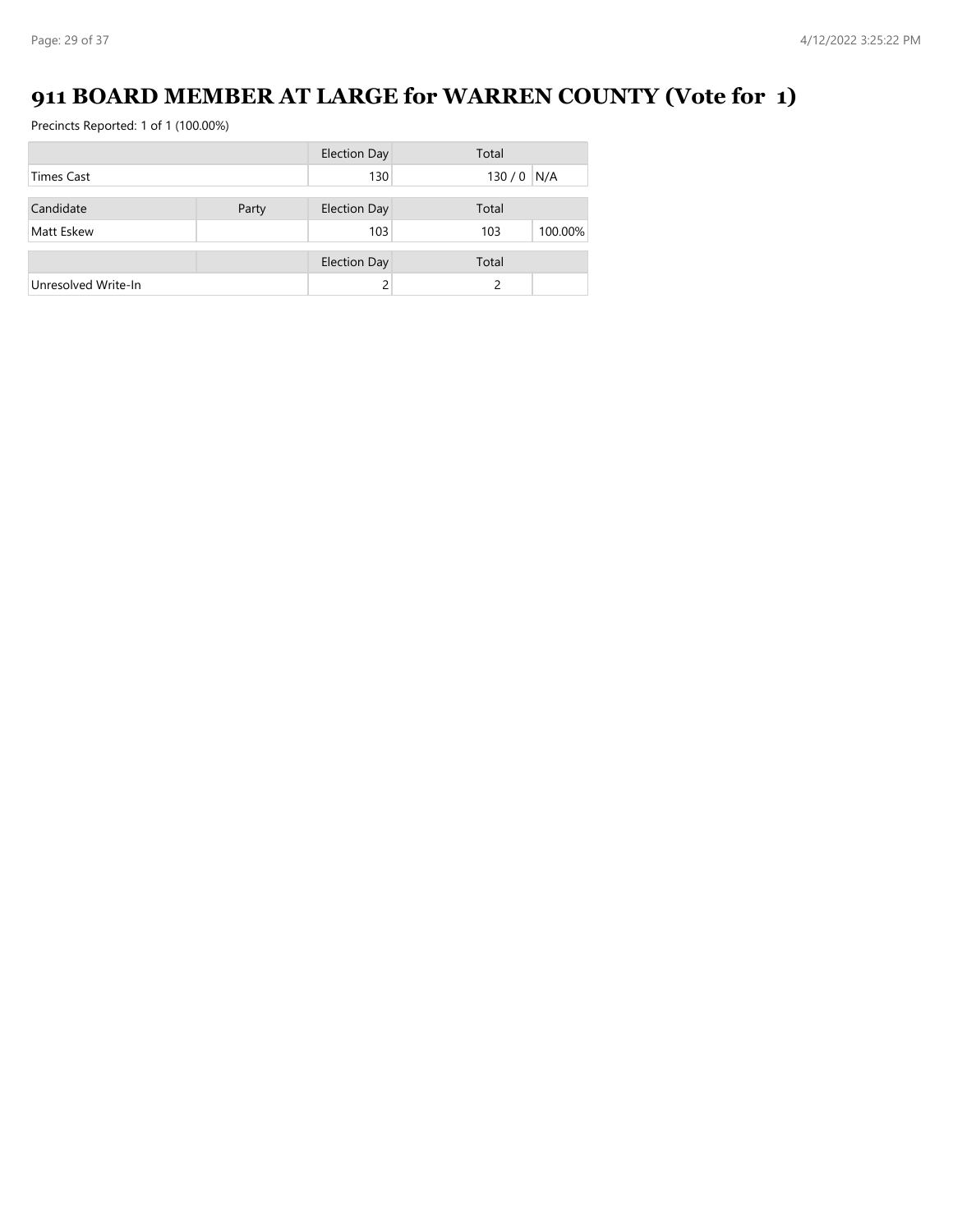# 911 BOARD MEMBER AT LARGE for WARREN COUNTY (Vote for 1)

Precincts Reported: 1 of 1 (100.00%)

| | | Election Day | Total | |
|---|---|---|---|---|
| Times Cast | | 130 | 130 / 0 | N/A |

| Candidate | Party | Election Day | Total | |
|---|---|---|---|---|
| Matt Eskew | | 103 | 103 | 100.00% |

| | | Election Day | Total | |
|---|---|---|---|---|
| Unresolved Write-In | | 2 | 2 | |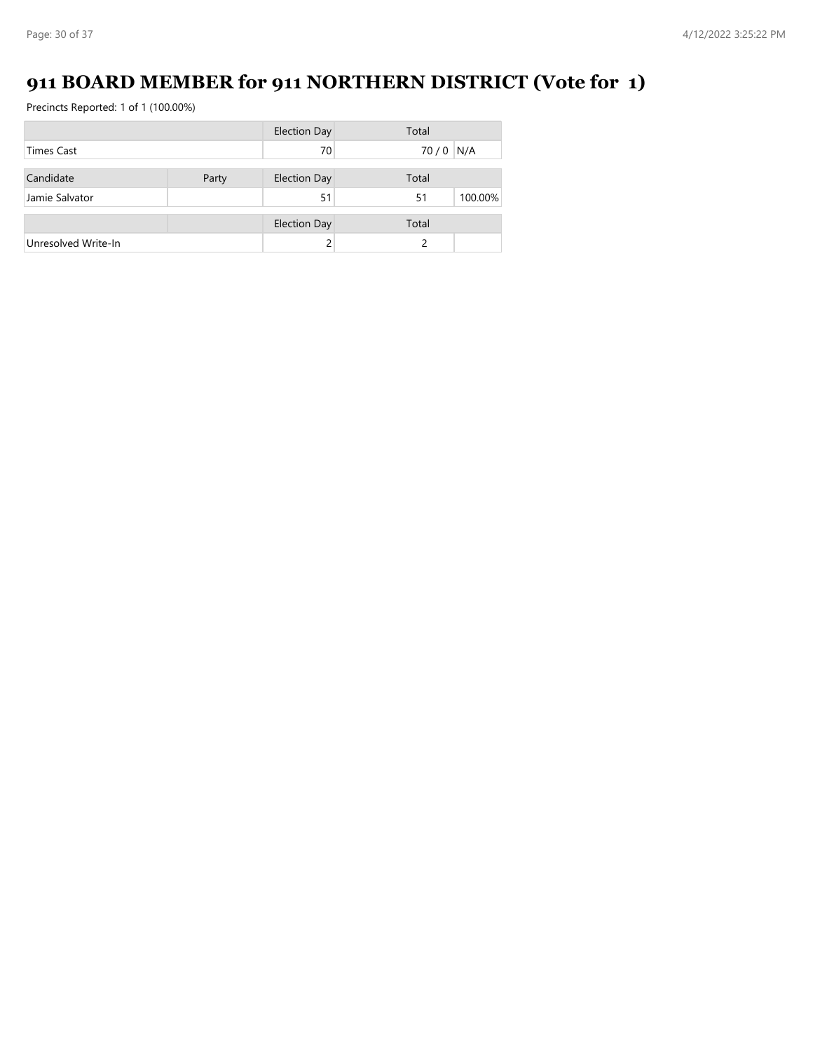# 911 BOARD MEMBER for 911 NORTHERN DISTRICT (Vote for 1)

Precincts Reported: 1 of 1 (100.00%)

| | Election Day | Total | |
|---|---|---|---|
| Times Cast | 70 | 70 / 0 | N/A |

| Candidate | Party | Election Day | Total | |
|---|---|---|---|---|
| Jamie Salvator | | 51 | 51 | 100.00% |

| | | Election Day | Total | |
|---|---|---|---|---|
| Unresolved Write-In | | 2 | 2 | |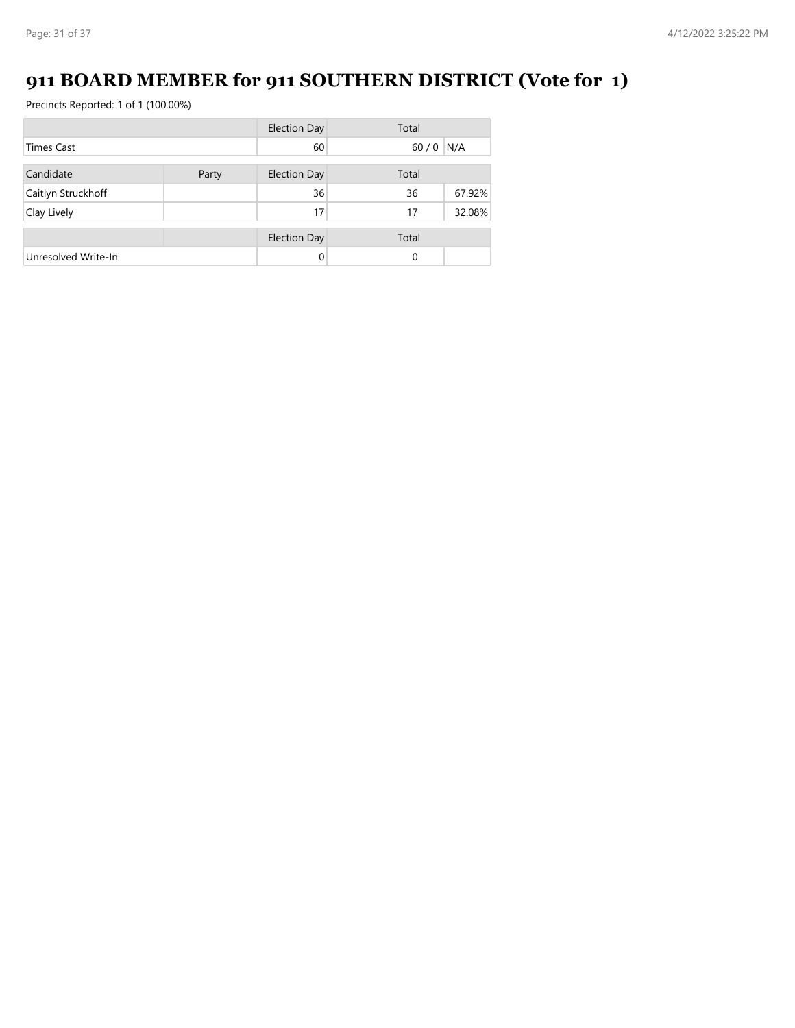# 911 BOARD MEMBER for 911 SOUTHERN DISTRICT (Vote for 1)

Precincts Reported: 1 of 1 (100.00%)

| | | Election Day | Total | |
|---|---|---|---|---|
| Times Cast | | 60 | 60 / 0 | N/A |

| Candidate | Party | Election Day | Total | |
|---|---|---|---|---|
| Caitlyn Struckhoff | | 36 | 36 | 67.92% |
| Clay Lively | | 17 | 17 | 32.08% |

| | | Election Day | Total | |
|---|---|---|---|---|
| Unresolved Write-In | | 0 | 0 | |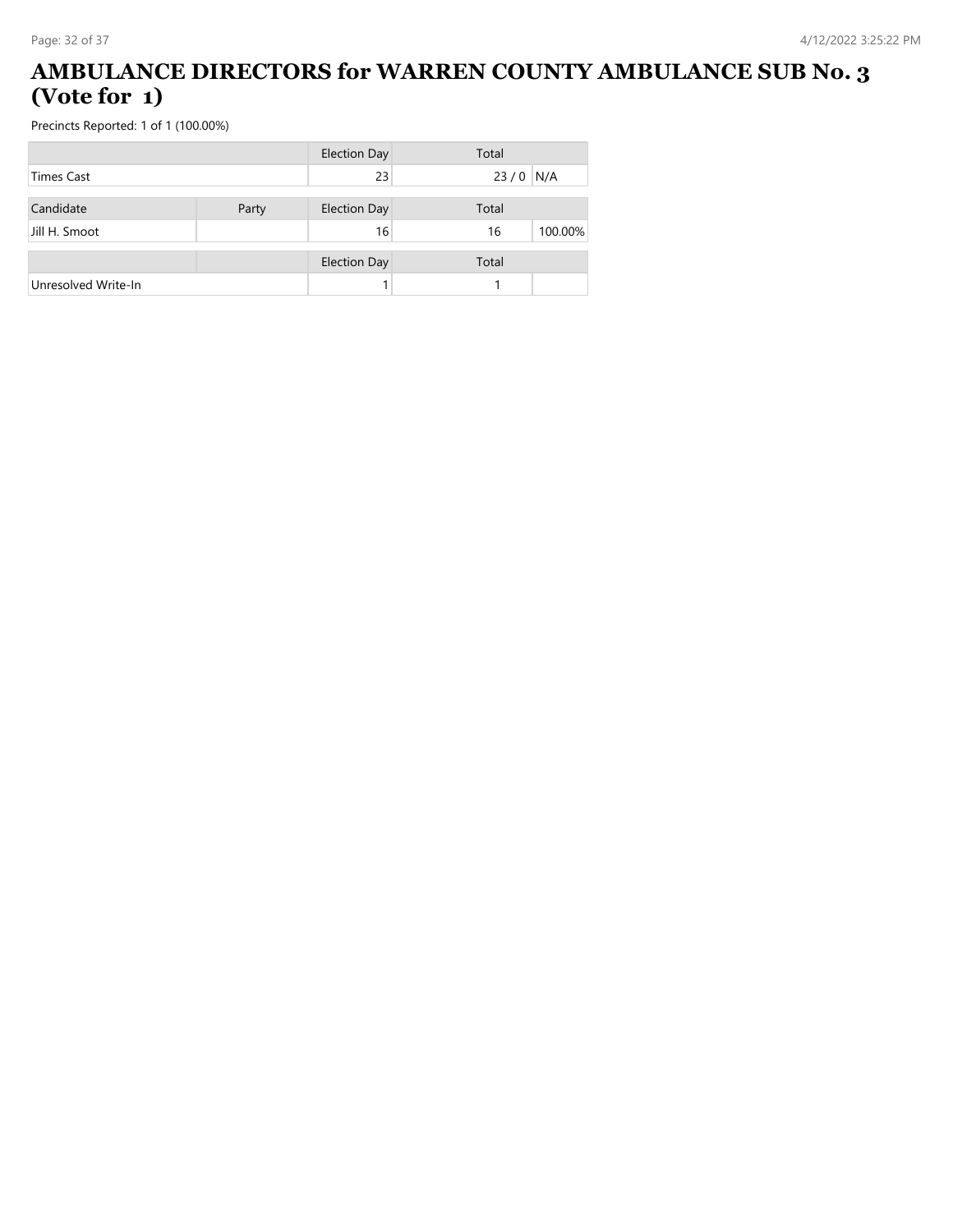# AMBULANCE DIRECTORS for WARREN COUNTY AMBULANCE SUB No. 3 (Vote for 1)

Precincts Reported: 1 of 1 (100.00%)

| | | Election Day | Total | |
|---|---|---|---|---|
| Times Cast | | 23 | 23 / 0 | N/A |

| Candidate | Party | Election Day | Total | |
|---|---|---|---|---|
| Jill H. Smoot | | 16 | 16 | 100.00% |

| | | Election Day | Total | |
|---|---|---|---|---|
| Unresolved Write-In | | 1 | 1 | |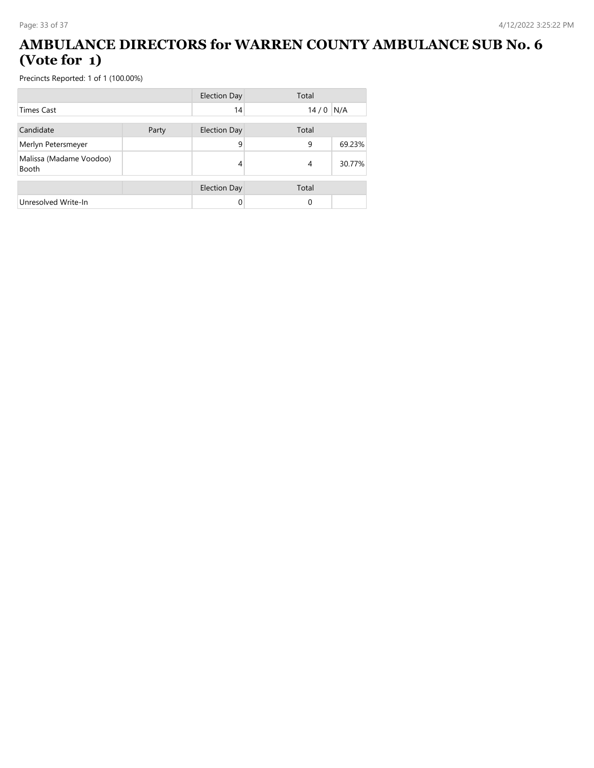# AMBULANCE DIRECTORS for WARREN COUNTY AMBULANCE SUB No. 6 (Vote for 1)

Precincts Reported: 1 of 1 (100.00%)

| | | Election Day | Total | |
|---|---|---|---|---|
| Times Cast | | 14 | 14 / 0 | N/A |

| Candidate | Party | Election Day | Total | |
|---|---|---|---|---|
| Merlyn Petersmeyer | | 9 | 9 | 69.23% |
| Malissa (Madame Voodoo) Booth | | 4 | 4 | 30.77% |

| | | Election Day | Total | |
|---|---|---|---|---|
| Unresolved Write-In | | 0 | 0 | |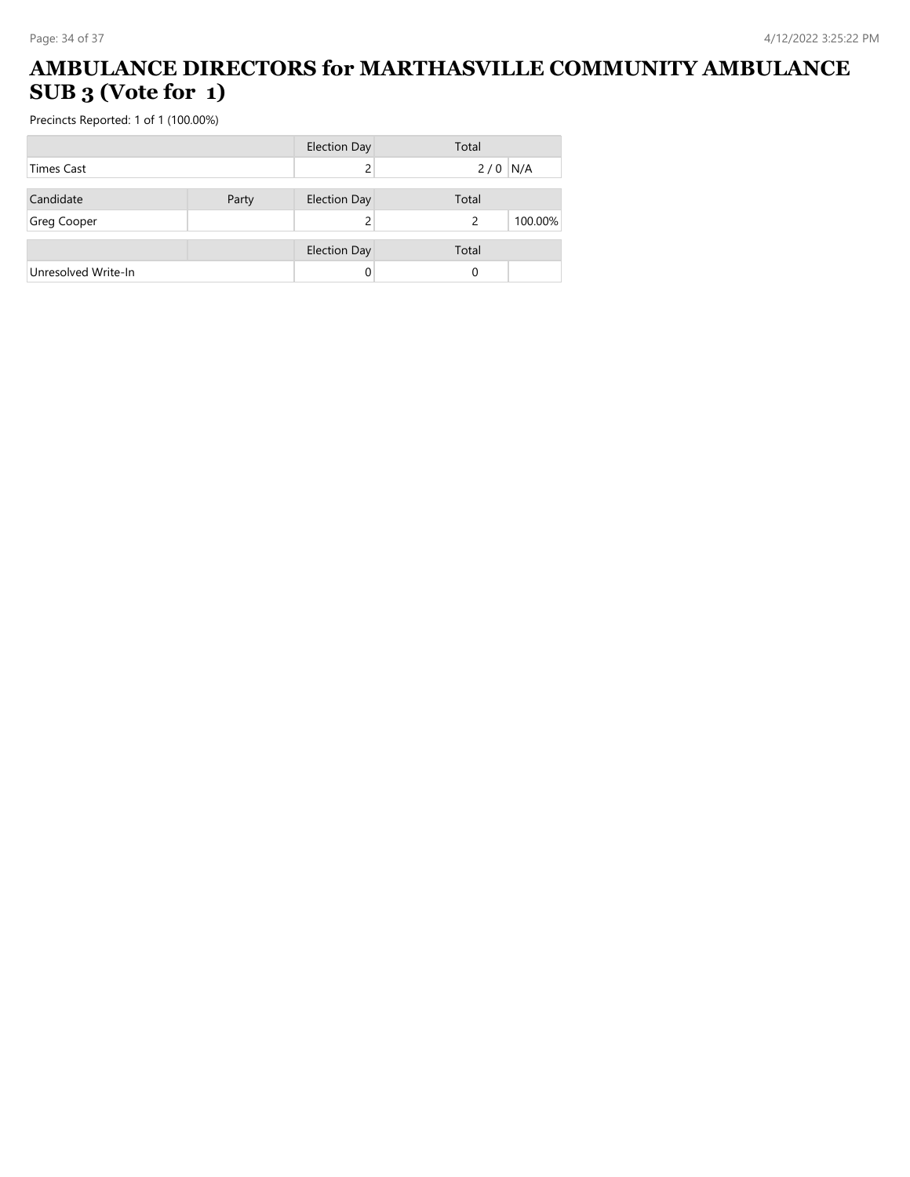# AMBULANCE DIRECTORS for MARTHASVILLE COMMUNITY AMBULANCE SUB 3 (Vote for 1)

Precincts Reported: 1 of 1 (100.00%)

| | Election Day | Total | |
|---|---|---|---|
| Times Cast | 2 | 2 / 0 | N/A |

| Candidate | Party | Election Day | Total | |
|---|---|---|---|---|
| Greg Cooper | | 2 | 2 | 100.00% |

| | | Election Day | Total | |
|---|---|---|---|---|
| Unresolved Write-In | | 0 | 0 | |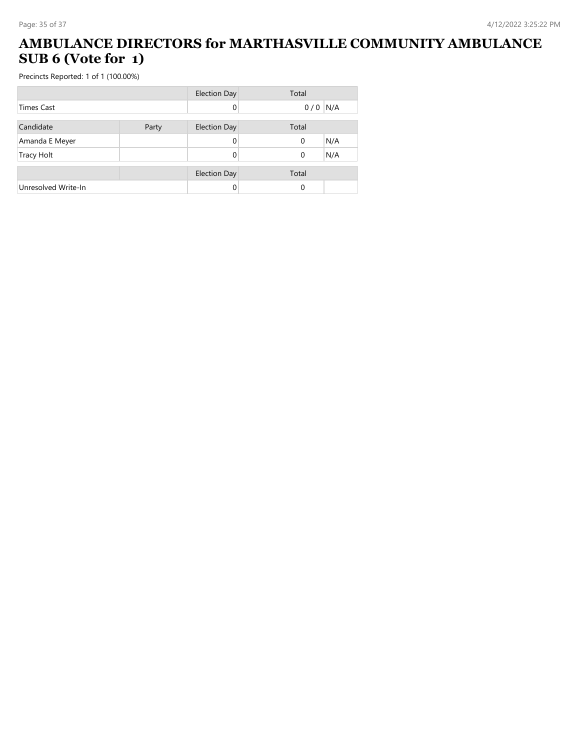# AMBULANCE DIRECTORS for MARTHASVILLE COMMUNITY AMBULANCE SUB 6 (Vote for 1)

Precincts Reported: 1 of 1 (100.00%)

| | | Election Day | Total | |
|---|---|---|---|---|
| Times Cast | | 0 | 0 / 0 | N/A |

| Candidate | Party | Election Day | Total | |
|---|---|---|---|---|
| Amanda E Meyer | | 0 | 0 | N/A |
| Tracy Holt | | 0 | 0 | N/A |

| | | Election Day | Total | |
|---|---|---|---|---|
| Unresolved Write-In | | 0 | 0 | |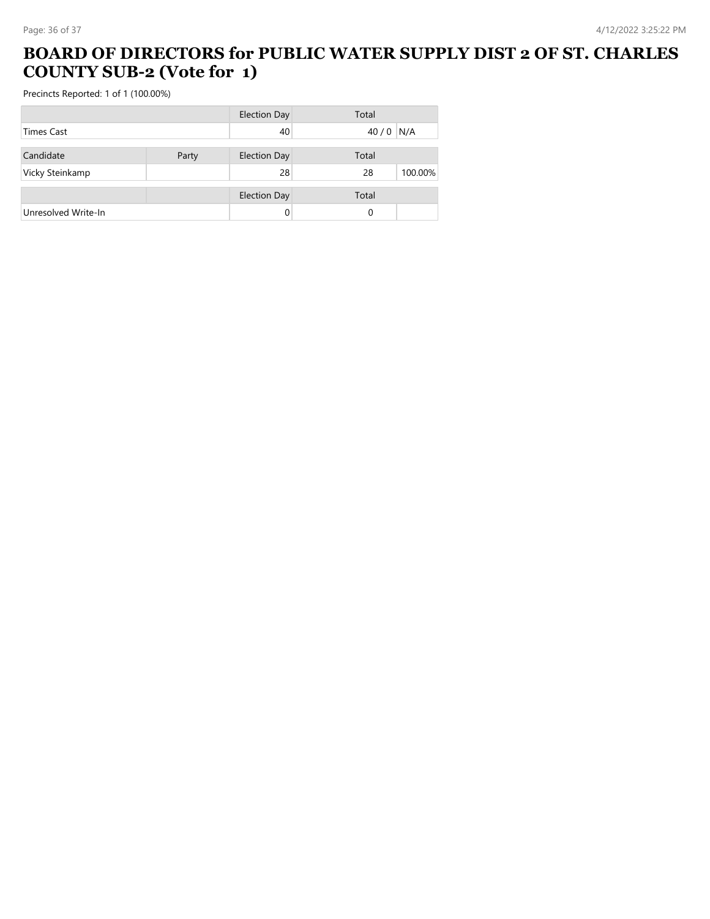# BOARD OF DIRECTORS for PUBLIC WATER SUPPLY DIST 2 OF ST. CHARLES COUNTY SUB-2 (Vote for 1)

Precincts Reported: 1 of 1 (100.00%)

| | | Election Day | Total | |
|---|---|---|---|---|
| Times Cast | | 40 | 40 / 0 | N/A |

| Candidate | Party | Election Day | Total | |
|---|---|---|---|---|
| Vicky Steinkamp | | 28 | 28 | 100.00% |

| | | Election Day | Total | |
|---|---|---|---|---|
| Unresolved Write-In | | 0 | 0 | |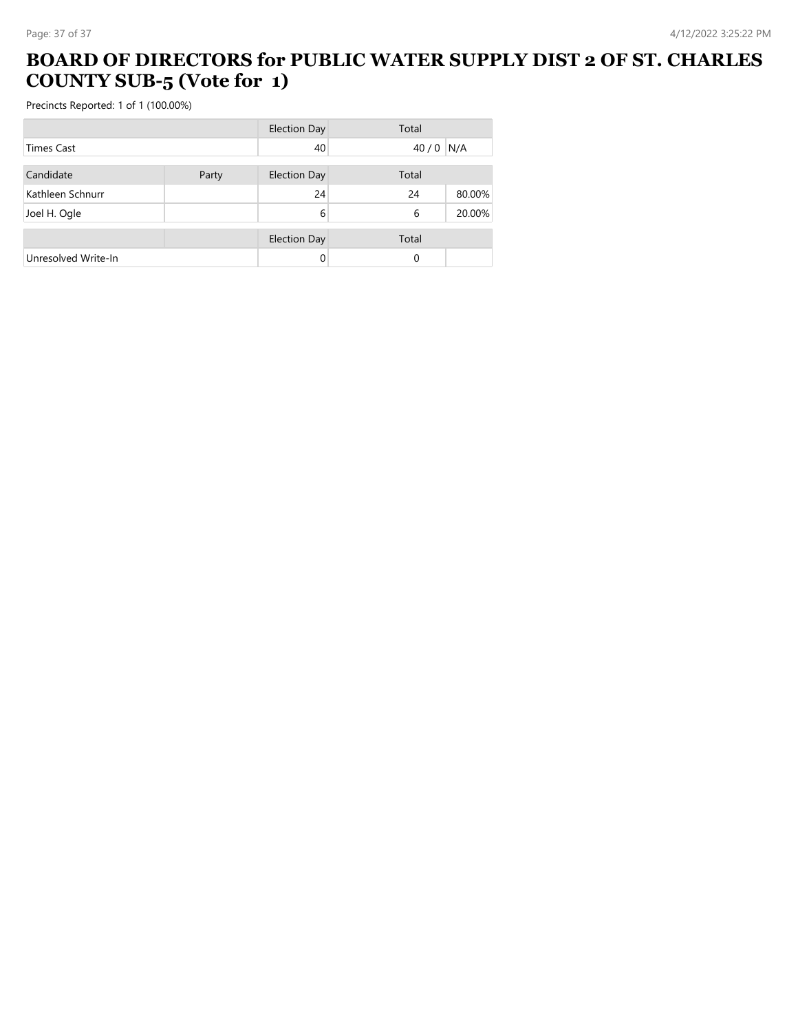# BOARD OF DIRECTORS for PUBLIC WATER SUPPLY DIST 2 OF ST. CHARLES COUNTY SUB-5 (Vote for 1)

Precincts Reported: 1 of 1 (100.00%)

| | | Election Day | Total | |
|---|---|---|---|---|
| Times Cast | | 40 | 40 / 0 | N/A |

| Candidate | Party | Election Day | Total | |
|---|---|---|---|---|
| Kathleen Schnurr | | 24 | 24 | 80.00% |
| Joel H. Ogle | | 6 | 6 | 20.00% |

| | | Election Day | Total | |
|---|---|---|---|---|
| Unresolved Write-In | | 0 | 0 | |